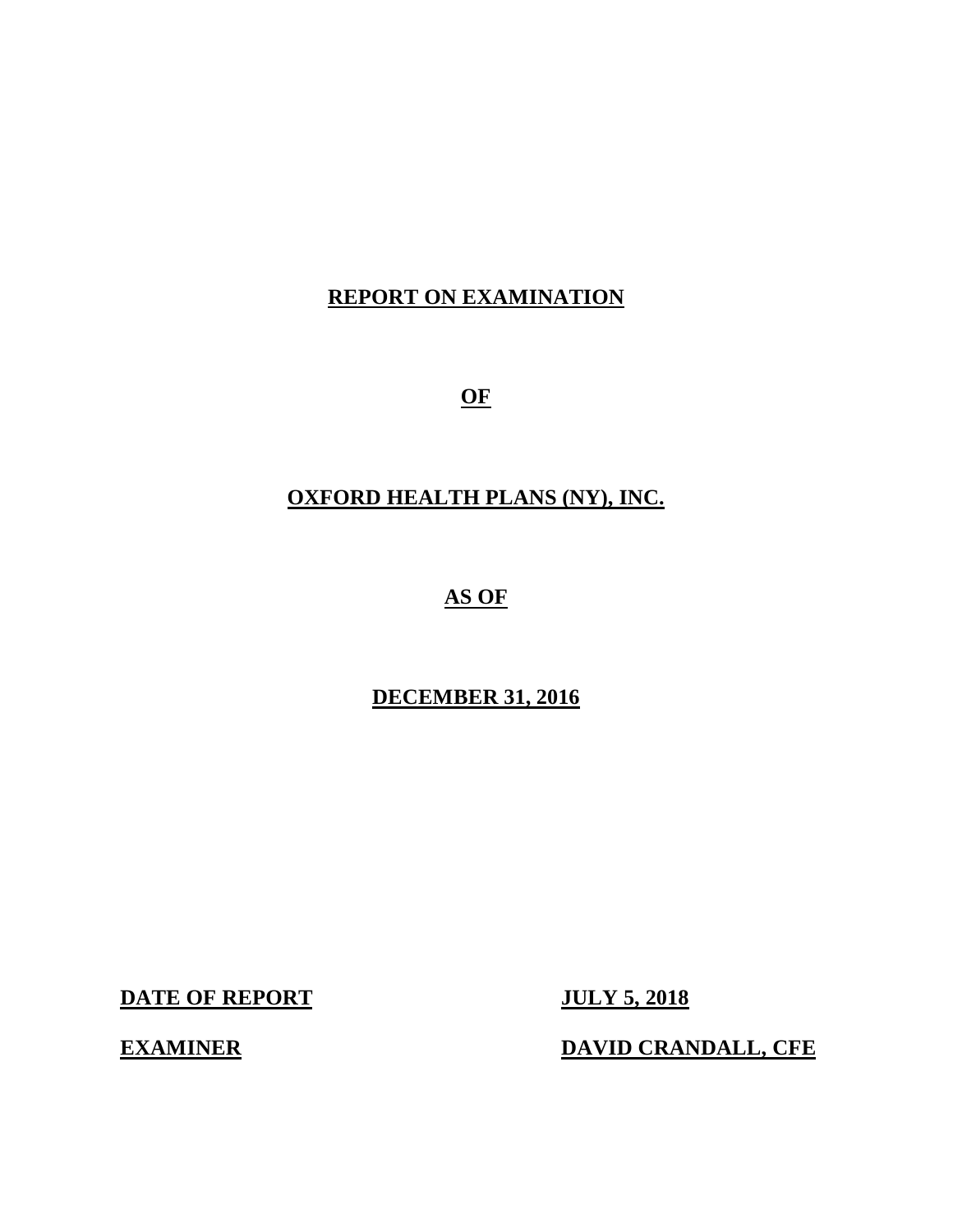# REPORT ON EXAMINATION

# OF

# OXFORD HEALTH PLANS (NY), INC.

# AS OF

# DECEMBER 31, 2016

**DATE OF REPORT** **JULY 5, 2018**

**EXAMINER** **DAVID CRANDALL, CFE**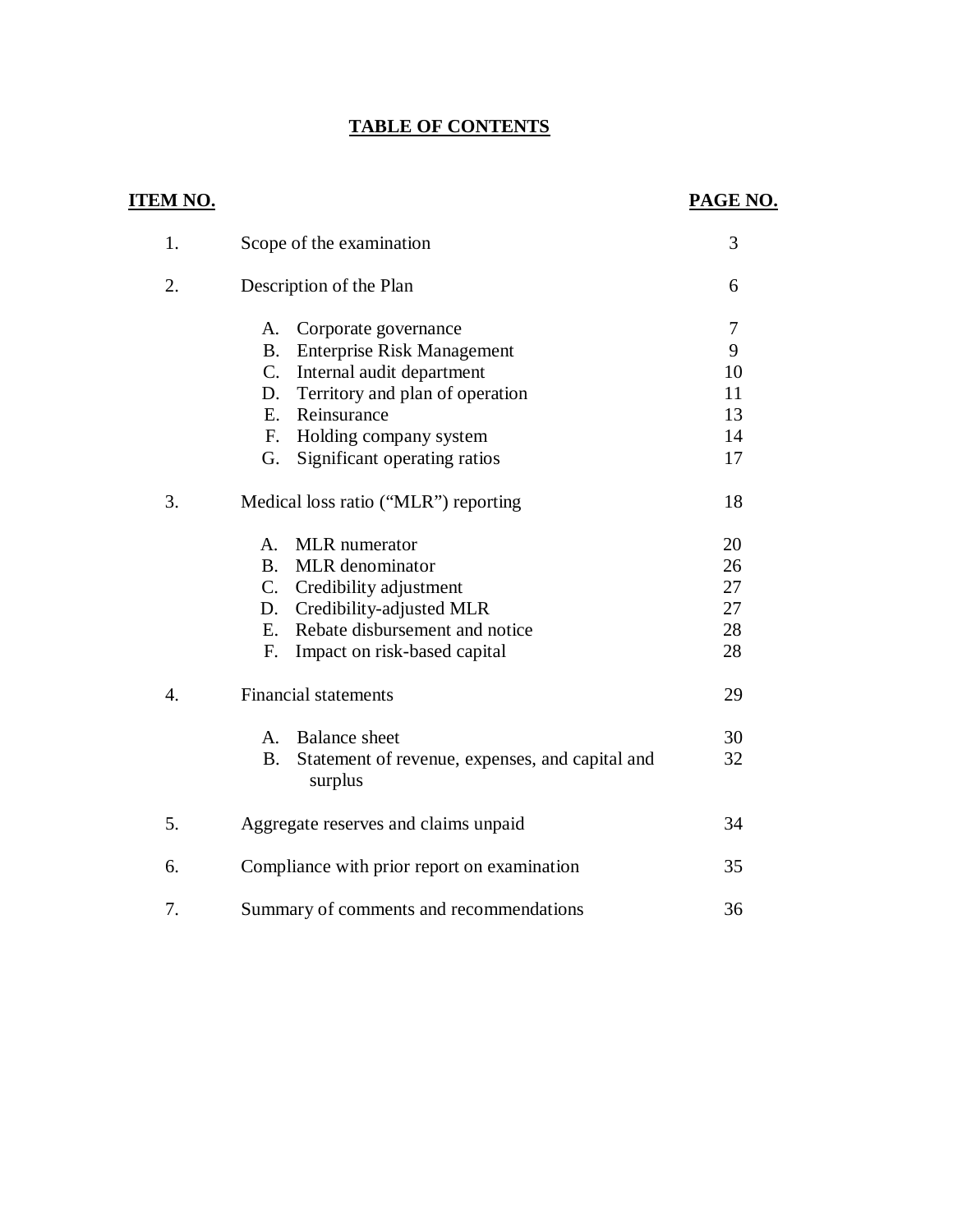# TABLE OF CONTENTS

| ITEM NO. | | PAGE NO. |
|---|---|---|
| 1. | Scope of the examination | 3 |
| 2. | Description of the Plan | 6 |
| | A. Corporate governance | 7 |
| | B. Enterprise Risk Management | 9 |
| | C. Internal audit department | 10 |
| | D. Territory and plan of operation | 11 |
| | E. Reinsurance | 13 |
| | F. Holding company system | 14 |
| | G. Significant operating ratios | 17 |
| 3. | Medical loss ratio ("MLR") reporting | 18 |
| | A. MLR numerator | 20 |
| | B. MLR denominator | 26 |
| | C. Credibility adjustment | 27 |
| | D. Credibility-adjusted MLR | 27 |
| | E. Rebate disbursement and notice | 28 |
| | F. Impact on risk-based capital | 28 |
| 4. | Financial statements | 29 |
| | A. Balance sheet | 30 |
| | B. Statement of revenue, expenses, and capital and surplus | 32 |
| 5. | Aggregate reserves and claims unpaid | 34 |
| 6. | Compliance with prior report on examination | 35 |
| 7. | Summary of comments and recommendations | 36 |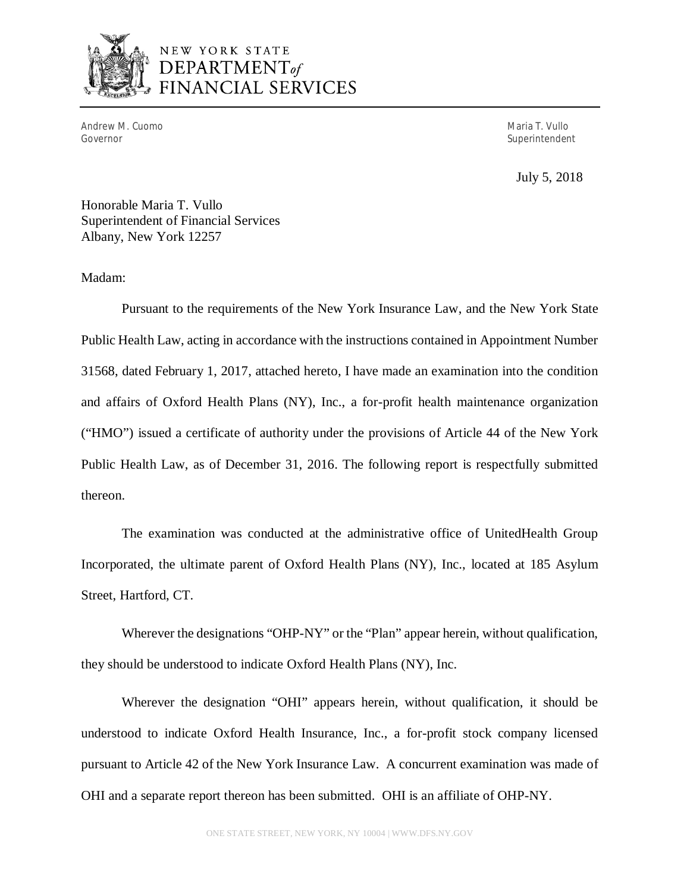NEW YORK STATE
DEPARTMENT *of*
FINANCIAL SERVICES

Andrew M. Cuomo
Governor

Maria T. Vullo
Superintendent

July 5, 2018

Honorable Maria T. Vullo
Superintendent of Financial Services
Albany, New York 12257

Madam:

Pursuant to the requirements of the New York Insurance Law, and the New York State Public Health Law, acting in accordance with the instructions contained in Appointment Number 31568, dated February 1, 2017, attached hereto, I have made an examination into the condition and affairs of Oxford Health Plans (NY), Inc., a for-profit health maintenance organization ("HMO") issued a certificate of authority under the provisions of Article 44 of the New York Public Health Law, as of December 31, 2016. The following report is respectfully submitted thereon.

The examination was conducted at the administrative office of UnitedHealth Group Incorporated, the ultimate parent of Oxford Health Plans (NY), Inc., located at 185 Asylum Street, Hartford, CT.

Wherever the designations "OHP-NY" or the "Plan" appear herein, without qualification, they should be understood to indicate Oxford Health Plans (NY), Inc.

Wherever the designation "OHI" appears herein, without qualification, it should be understood to indicate Oxford Health Insurance, Inc., a for-profit stock company licensed pursuant to Article 42 of the New York Insurance Law. A concurrent examination was made of OHI and a separate report thereon has been submitted. OHI is an affiliate of OHP-NY.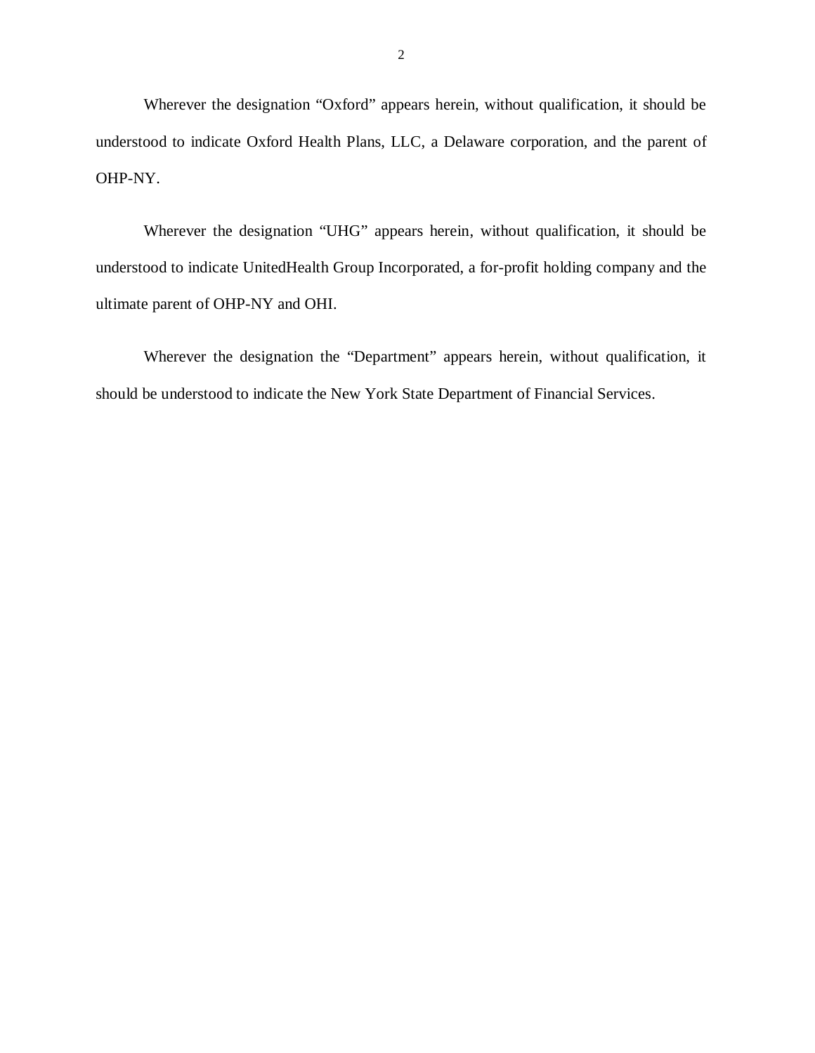Wherever the designation "Oxford" appears herein, without qualification, it should be understood to indicate Oxford Health Plans, LLC, a Delaware corporation, and the parent of OHP-NY.

Wherever the designation "UHG" appears herein, without qualification, it should be understood to indicate UnitedHealth Group Incorporated, a for-profit holding company and the ultimate parent of OHP-NY and OHI.

Wherever the designation the "Department" appears herein, without qualification, it should be understood to indicate the New York State Department of Financial Services.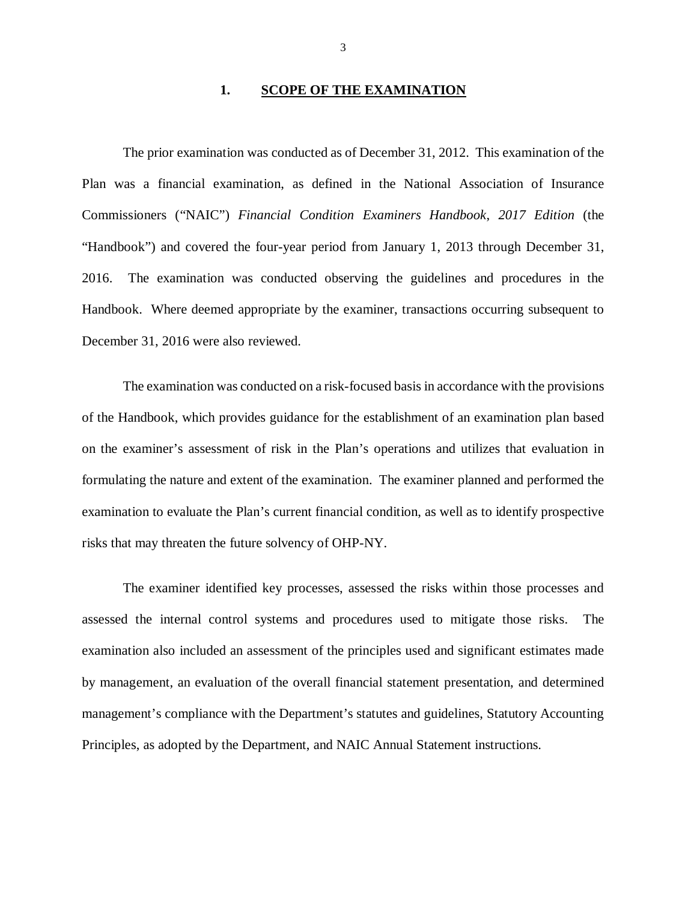## 1. SCOPE OF THE EXAMINATION

The prior examination was conducted as of December 31, 2012. This examination of the Plan was a financial examination, as defined in the National Association of Insurance Commissioners ("NAIC") *Financial Condition Examiners Handbook, 2017 Edition* (the "Handbook") and covered the four-year period from January 1, 2013 through December 31, 2016. The examination was conducted observing the guidelines and procedures in the Handbook. Where deemed appropriate by the examiner, transactions occurring subsequent to December 31, 2016 were also reviewed.

The examination was conducted on a risk-focused basis in accordance with the provisions of the Handbook, which provides guidance for the establishment of an examination plan based on the examiner's assessment of risk in the Plan's operations and utilizes that evaluation in formulating the nature and extent of the examination. The examiner planned and performed the examination to evaluate the Plan's current financial condition, as well as to identify prospective risks that may threaten the future solvency of OHP-NY.

The examiner identified key processes, assessed the risks within those processes and assessed the internal control systems and procedures used to mitigate those risks. The examination also included an assessment of the principles used and significant estimates made by management, an evaluation of the overall financial statement presentation, and determined management's compliance with the Department's statutes and guidelines, Statutory Accounting Principles, as adopted by the Department, and NAIC Annual Statement instructions.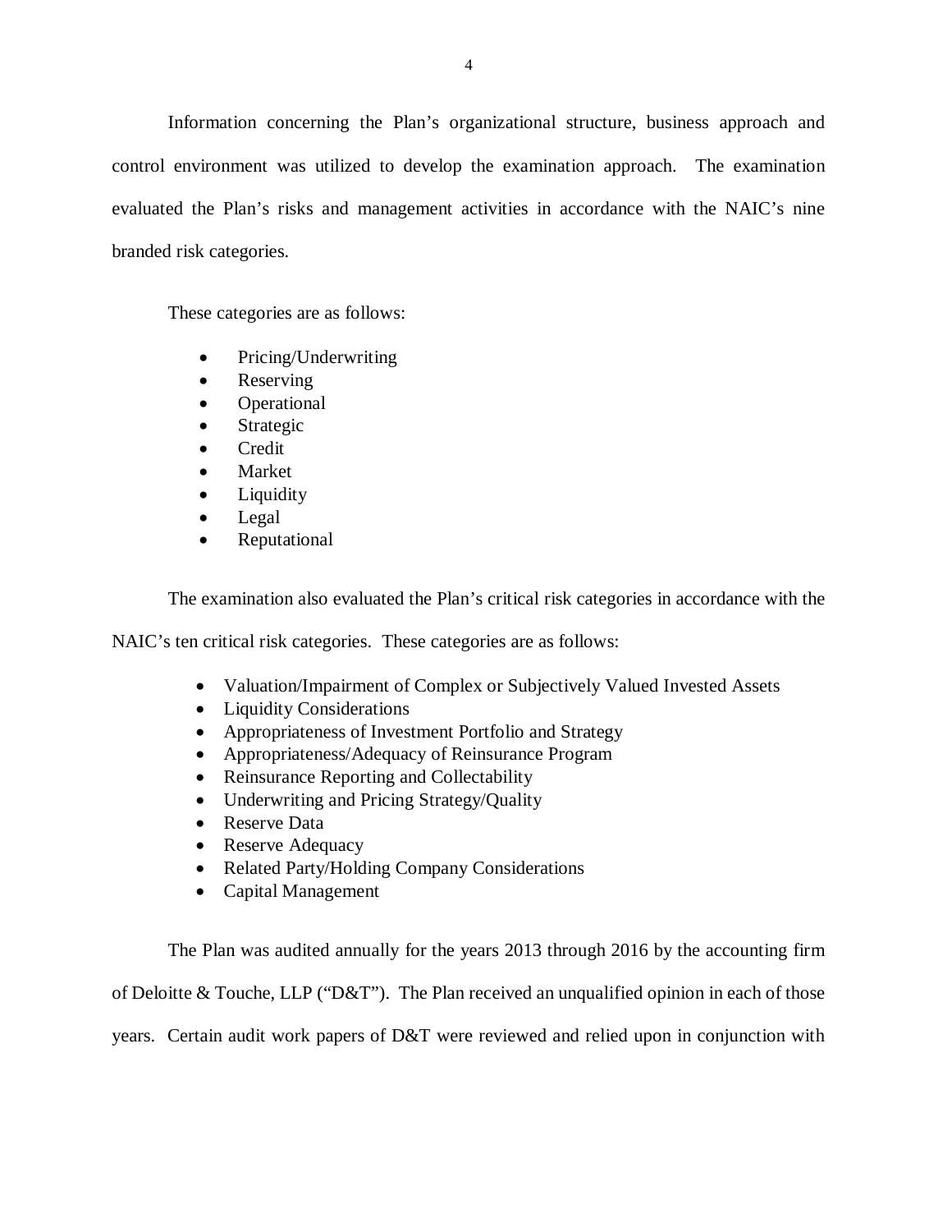Information concerning the Plan's organizational structure, business approach and control environment was utilized to develop the examination approach. The examination evaluated the Plan's risks and management activities in accordance with the NAIC's nine branded risk categories.

These categories are as follows:

- Pricing/Underwriting
- Reserving
- Operational
- Strategic
- Credit
- Market
- Liquidity
- Legal
- Reputational

The examination also evaluated the Plan's critical risk categories in accordance with the NAIC's ten critical risk categories. These categories are as follows:

- Valuation/Impairment of Complex or Subjectively Valued Invested Assets
- Liquidity Considerations
- Appropriateness of Investment Portfolio and Strategy
- Appropriateness/Adequacy of Reinsurance Program
- Reinsurance Reporting and Collectability
- Underwriting and Pricing Strategy/Quality
- Reserve Data
- Reserve Adequacy
- Related Party/Holding Company Considerations
- Capital Management

The Plan was audited annually for the years 2013 through 2016 by the accounting firm of Deloitte & Touche, LLP ("D&T"). The Plan received an unqualified opinion in each of those years. Certain audit work papers of D&T were reviewed and relied upon in conjunction with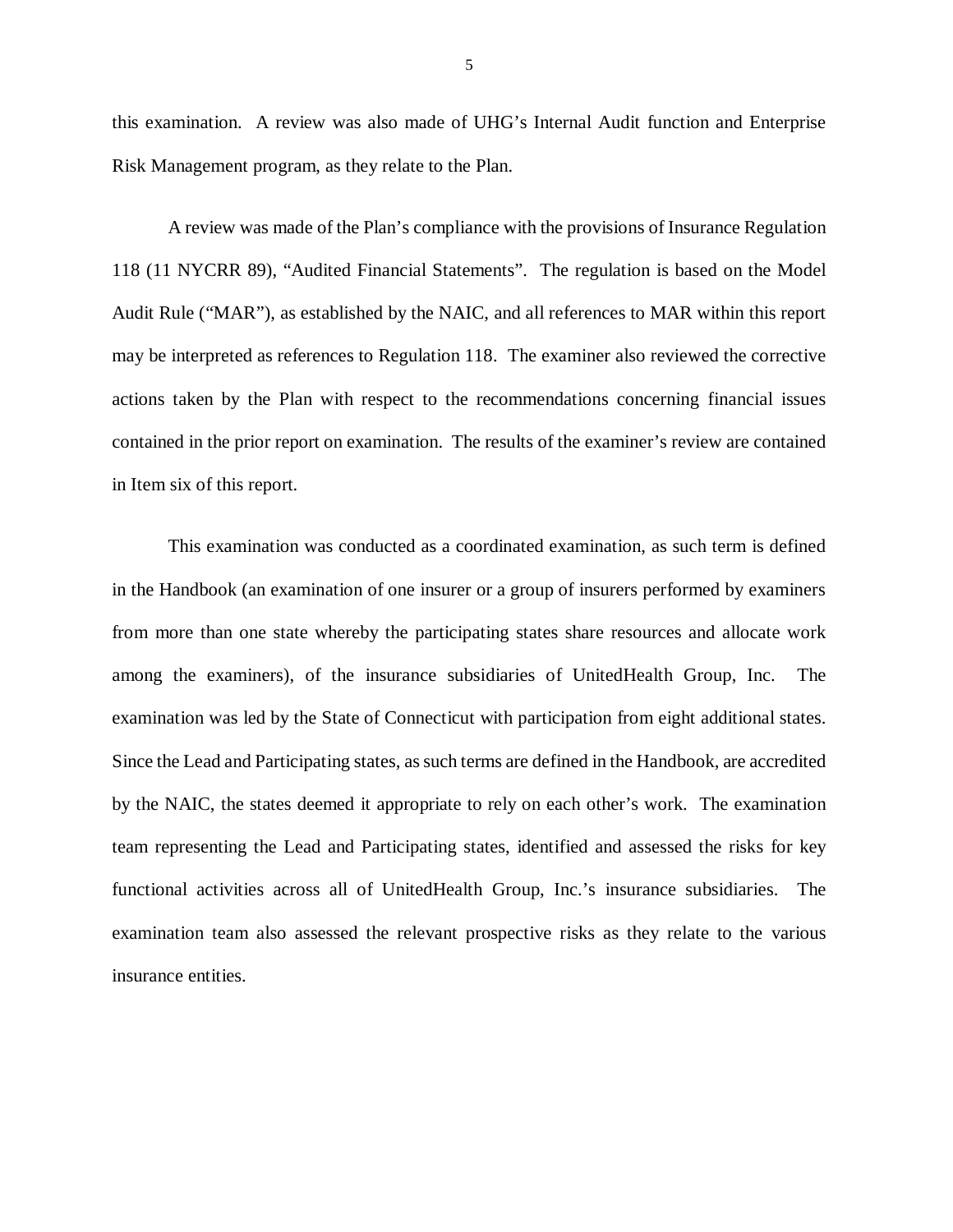this examination. A review was also made of UHG's Internal Audit function and Enterprise Risk Management program, as they relate to the Plan.

A review was made of the Plan's compliance with the provisions of Insurance Regulation 118 (11 NYCRR 89), "Audited Financial Statements". The regulation is based on the Model Audit Rule ("MAR"), as established by the NAIC, and all references to MAR within this report may be interpreted as references to Regulation 118. The examiner also reviewed the corrective actions taken by the Plan with respect to the recommendations concerning financial issues contained in the prior report on examination. The results of the examiner's review are contained in Item six of this report.

This examination was conducted as a coordinated examination, as such term is defined in the Handbook (an examination of one insurer or a group of insurers performed by examiners from more than one state whereby the participating states share resources and allocate work among the examiners), of the insurance subsidiaries of UnitedHealth Group, Inc. The examination was led by the State of Connecticut with participation from eight additional states. Since the Lead and Participating states, as such terms are defined in the Handbook, are accredited by the NAIC, the states deemed it appropriate to rely on each other's work. The examination team representing the Lead and Participating states, identified and assessed the risks for key functional activities across all of UnitedHealth Group, Inc.'s insurance subsidiaries. The examination team also assessed the relevant prospective risks as they relate to the various insurance entities.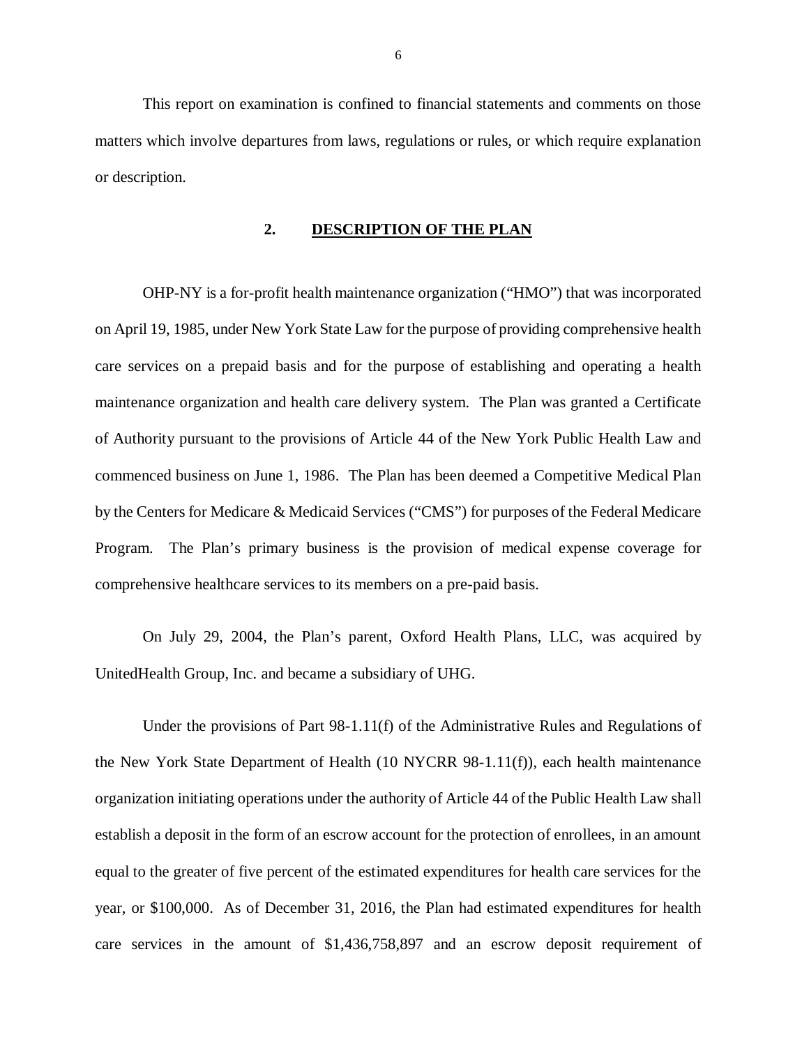This report on examination is confined to financial statements and comments on those matters which involve departures from laws, regulations or rules, or which require explanation or description.

## 2. DESCRIPTION OF THE PLAN

OHP-NY is a for-profit health maintenance organization ("HMO") that was incorporated on April 19, 1985, under New York State Law for the purpose of providing comprehensive health care services on a prepaid basis and for the purpose of establishing and operating a health maintenance organization and health care delivery system. The Plan was granted a Certificate of Authority pursuant to the provisions of Article 44 of the New York Public Health Law and commenced business on June 1, 1986. The Plan has been deemed a Competitive Medical Plan by the Centers for Medicare & Medicaid Services ("CMS") for purposes of the Federal Medicare Program. The Plan's primary business is the provision of medical expense coverage for comprehensive healthcare services to its members on a pre-paid basis.

On July 29, 2004, the Plan's parent, Oxford Health Plans, LLC, was acquired by UnitedHealth Group, Inc. and became a subsidiary of UHG.

Under the provisions of Part 98-1.11(f) of the Administrative Rules and Regulations of the New York State Department of Health (10 NYCRR 98-1.11(f)), each health maintenance organization initiating operations under the authority of Article 44 of the Public Health Law shall establish a deposit in the form of an escrow account for the protection of enrollees, in an amount equal to the greater of five percent of the estimated expenditures for health care services for the year, or $100,000. As of December 31, 2016, the Plan had estimated expenditures for health care services in the amount of $1,436,758,897 and an escrow deposit requirement of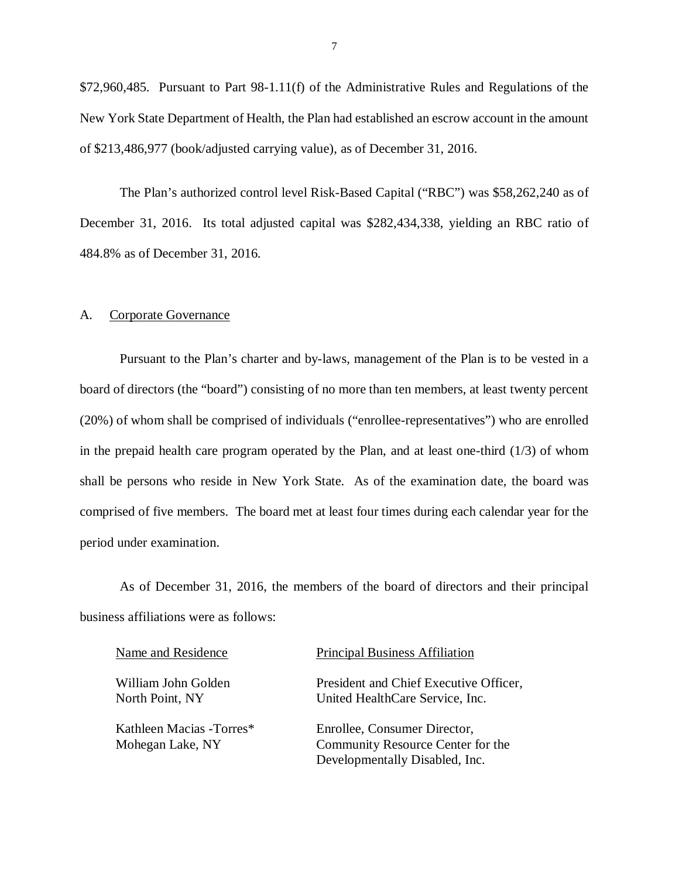$72,960,485. Pursuant to Part 98-1.11(f) of the Administrative Rules and Regulations of the New York State Department of Health, the Plan had established an escrow account in the amount of $213,486,977 (book/adjusted carrying value), as of December 31, 2016.

The Plan's authorized control level Risk-Based Capital ("RBC") was $58,262,240 as of December 31, 2016. Its total adjusted capital was $282,434,338, yielding an RBC ratio of 484.8% as of December 31, 2016.

## A. Corporate Governance

Pursuant to the Plan's charter and by-laws, management of the Plan is to be vested in a board of directors (the "board") consisting of no more than ten members, at least twenty percent (20%) of whom shall be comprised of individuals ("enrollee-representatives") who are enrolled in the prepaid health care program operated by the Plan, and at least one-third (1/3) of whom shall be persons who reside in New York State. As of the examination date, the board was comprised of five members. The board met at least four times during each calendar year for the period under examination.

As of December 31, 2016, the members of the board of directors and their principal business affiliations were as follows:

| Name and Residence | Principal Business Affiliation |
|---|---|
| William John Golden<br>North Point, NY | President and Chief Executive Officer,<br>United HealthCare Service, Inc. |
| Kathleen Macias -Torres*<br>Mohegan Lake, NY | Enrollee, Consumer Director,<br>Community Resource Center for the<br>Developmentally Disabled, Inc. |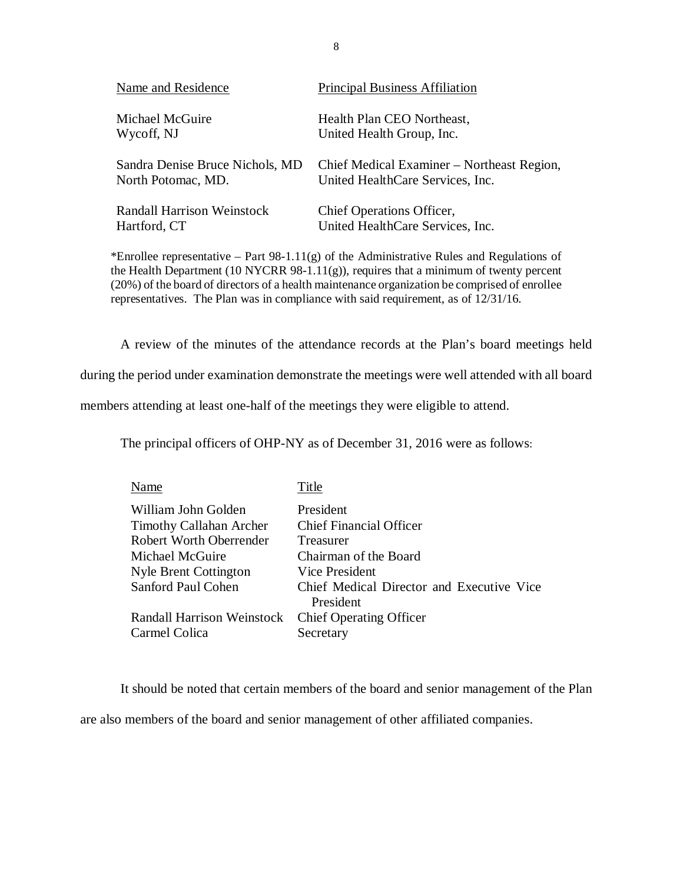| Name and Residence | Principal Business Affiliation |
| --- | --- |
| Michael McGuire<br>Wycoff, NJ | Health Plan CEO Northeast,<br>United Health Group, Inc. |
| Sandra Denise Bruce Nichols, MD<br>North Potomac, MD. | Chief Medical Examiner – Northeast Region,<br>United HealthCare Services, Inc. |
| Randall Harrison Weinstock<br>Hartford, CT | Chief Operations Officer,<br>United HealthCare Services, Inc. |

*Enrollee representative – Part 98-1.11(g) of the Administrative Rules and Regulations of the Health Department (10 NYCRR 98-1.11(g)), requires that a minimum of twenty percent (20%) of the board of directors of a health maintenance organization be comprised of enrollee representatives. The Plan was in compliance with said requirement, as of 12/31/16.

A review of the minutes of the attendance records at the Plan's board meetings held during the period under examination demonstrate the meetings were well attended with all board members attending at least one-half of the meetings they were eligible to attend.

The principal officers of OHP-NY as of December 31, 2016 were as follows:

| Name | Title |
| --- | --- |
| William John Golden | President |
| Timothy Callahan Archer | Chief Financial Officer |
| Robert Worth Oberrender | Treasurer |
| Michael McGuire | Chairman of the Board |
| Nyle Brent Cottington | Vice President |
| Sanford Paul Cohen | Chief Medical Director and Executive Vice President |
| Randall Harrison Weinstock | Chief Operating Officer |
| Carmel Colica | Secretary |

It should be noted that certain members of the board and senior management of the Plan are also members of the board and senior management of other affiliated companies.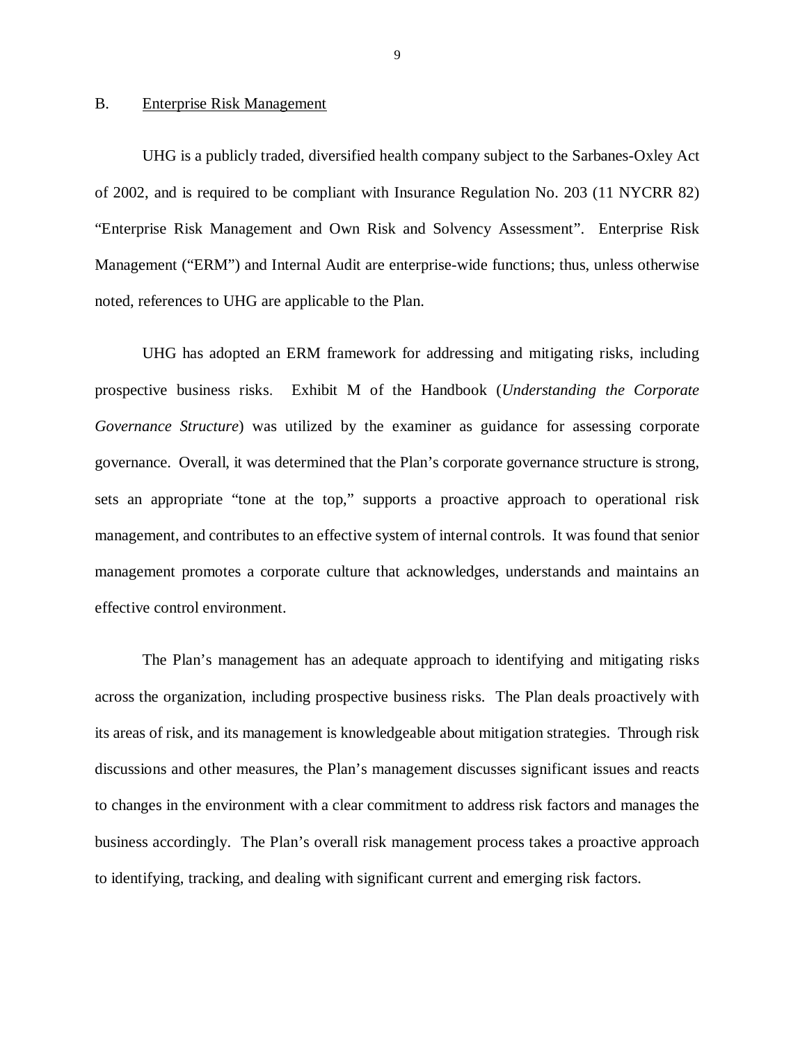## B. Enterprise Risk Management

UHG is a publicly traded, diversified health company subject to the Sarbanes-Oxley Act of 2002, and is required to be compliant with Insurance Regulation No. 203 (11 NYCRR 82) "Enterprise Risk Management and Own Risk and Solvency Assessment". Enterprise Risk Management ("ERM") and Internal Audit are enterprise-wide functions; thus, unless otherwise noted, references to UHG are applicable to the Plan.

UHG has adopted an ERM framework for addressing and mitigating risks, including prospective business risks. Exhibit M of the Handbook (*Understanding the Corporate Governance Structure*) was utilized by the examiner as guidance for assessing corporate governance. Overall, it was determined that the Plan's corporate governance structure is strong, sets an appropriate "tone at the top," supports a proactive approach to operational risk management, and contributes to an effective system of internal controls. It was found that senior management promotes a corporate culture that acknowledges, understands and maintains an effective control environment.

The Plan's management has an adequate approach to identifying and mitigating risks across the organization, including prospective business risks. The Plan deals proactively with its areas of risk, and its management is knowledgeable about mitigation strategies. Through risk discussions and other measures, the Plan's management discusses significant issues and reacts to changes in the environment with a clear commitment to address risk factors and manages the business accordingly. The Plan's overall risk management process takes a proactive approach to identifying, tracking, and dealing with significant current and emerging risk factors.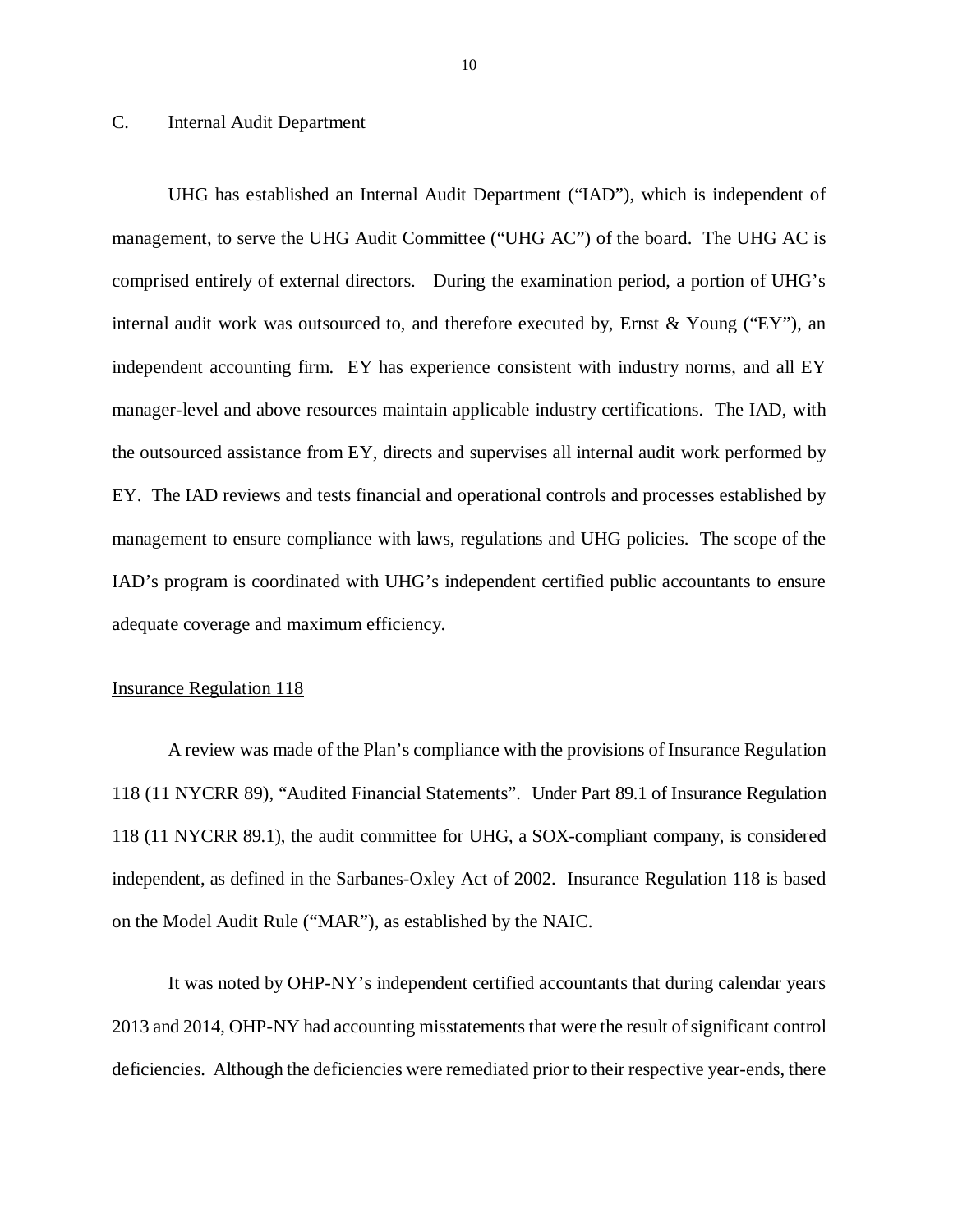## C. Internal Audit Department

UHG has established an Internal Audit Department ("IAD"), which is independent of management, to serve the UHG Audit Committee ("UHG AC") of the board. The UHG AC is comprised entirely of external directors. During the examination period, a portion of UHG's internal audit work was outsourced to, and therefore executed by, Ernst & Young ("EY"), an independent accounting firm. EY has experience consistent with industry norms, and all EY manager-level and above resources maintain applicable industry certifications. The IAD, with the outsourced assistance from EY, directs and supervises all internal audit work performed by EY. The IAD reviews and tests financial and operational controls and processes established by management to ensure compliance with laws, regulations and UHG policies. The scope of the IAD's program is coordinated with UHG's independent certified public accountants to ensure adequate coverage and maximum efficiency.

### Insurance Regulation 118

A review was made of the Plan's compliance with the provisions of Insurance Regulation 118 (11 NYCRR 89), "Audited Financial Statements". Under Part 89.1 of Insurance Regulation 118 (11 NYCRR 89.1), the audit committee for UHG, a SOX-compliant company, is considered independent, as defined in the Sarbanes-Oxley Act of 2002. Insurance Regulation 118 is based on the Model Audit Rule ("MAR"), as established by the NAIC.

It was noted by OHP-NY's independent certified accountants that during calendar years 2013 and 2014, OHP-NY had accounting misstatements that were the result of significant control deficiencies. Although the deficiencies were remediated prior to their respective year-ends, there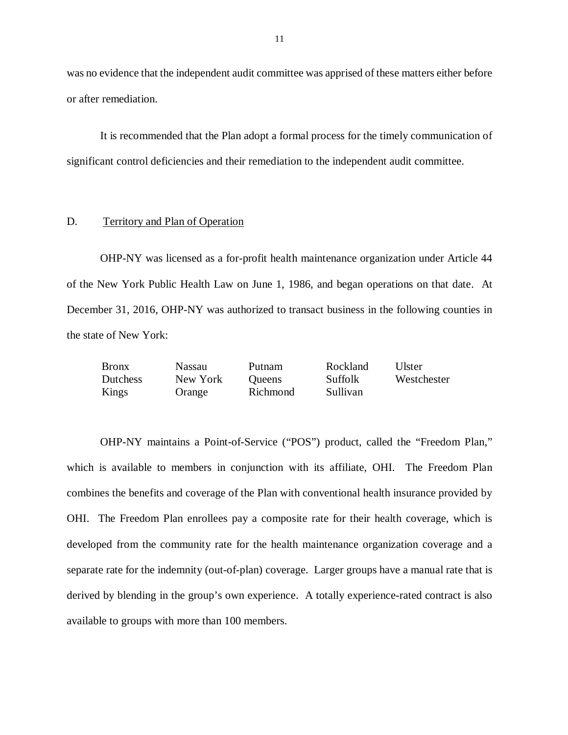was no evidence that the independent audit committee was apprised of these matters either before or after remediation.

It is recommended that the Plan adopt a formal process for the timely communication of significant control deficiencies and their remediation to the independent audit committee.

## D. Territory and Plan of Operation

OHP-NY was licensed as a for-profit health maintenance organization under Article 44 of the New York Public Health Law on June 1, 1986, and began operations on that date. At December 31, 2016, OHP-NY was authorized to transact business in the following counties in the state of New York:

| | | | | |
|---|---|---|---|---|
| Bronx | Nassau | Putnam | Rockland | Ulster |
| Dutchess | New York | Queens | Suffolk | Westchester |
| Kings | Orange | Richmond | Sullivan | |

OHP-NY maintains a Point-of-Service ("POS") product, called the "Freedom Plan," which is available to members in conjunction with its affiliate, OHI. The Freedom Plan combines the benefits and coverage of the Plan with conventional health insurance provided by OHI. The Freedom Plan enrollees pay a composite rate for their health coverage, which is developed from the community rate for the health maintenance organization coverage and a separate rate for the indemnity (out-of-plan) coverage. Larger groups have a manual rate that is derived by blending in the group's own experience. A totally experience-rated contract is also available to groups with more than 100 members.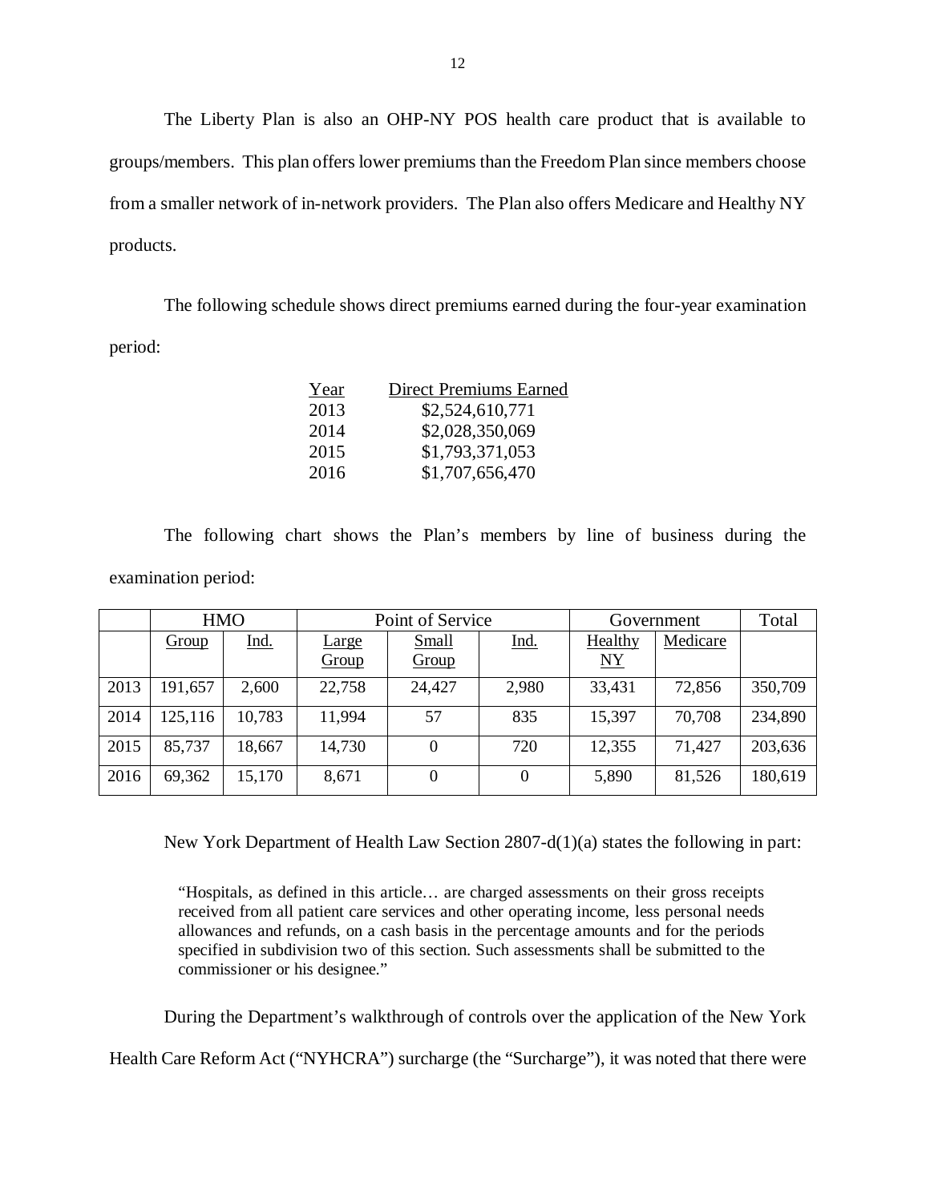The Liberty Plan is also an OHP-NY POS health care product that is available to groups/members. This plan offers lower premiums than the Freedom Plan since members choose from a smaller network of in-network providers. The Plan also offers Medicare and Healthy NY products.

The following schedule shows direct premiums earned during the four-year examination period:

| Year | Direct Premiums Earned |
|---|---|
| 2013 | $2,524,610,771 |
| 2014 | $2,028,350,069 |
| 2015 | $1,793,371,053 |
| 2016 | $1,707,656,470 |

The following chart shows the Plan's members by line of business during the examination period:

| | HMO | | Point of Service | | | Government | | Total |
|---|---|---|---|---|---|---|---|---|
| | Group | Ind. | Large Group | Small Group | Ind. | Healthy NY | Medicare | |
| 2013 | 191,657 | 2,600 | 22,758 | 24,427 | 2,980 | 33,431 | 72,856 | 350,709 |
| 2014 | 125,116 | 10,783 | 11,994 | 57 | 835 | 15,397 | 70,708 | 234,890 |
| 2015 | 85,737 | 18,667 | 14,730 | 0 | 720 | 12,355 | 71,427 | 203,636 |
| 2016 | 69,362 | 15,170 | 8,671 | 0 | 0 | 5,890 | 81,526 | 180,619 |

New York Department of Health Law Section 2807-d(1)(a) states the following in part:

> "Hospitals, as defined in this article… are charged assessments on their gross receipts received from all patient care services and other operating income, less personal needs allowances and refunds, on a cash basis in the percentage amounts and for the periods specified in subdivision two of this section. Such assessments shall be submitted to the commissioner or his designee."

During the Department's walkthrough of controls over the application of the New York Health Care Reform Act ("NYHCRA") surcharge (the "Surcharge"), it was noted that there were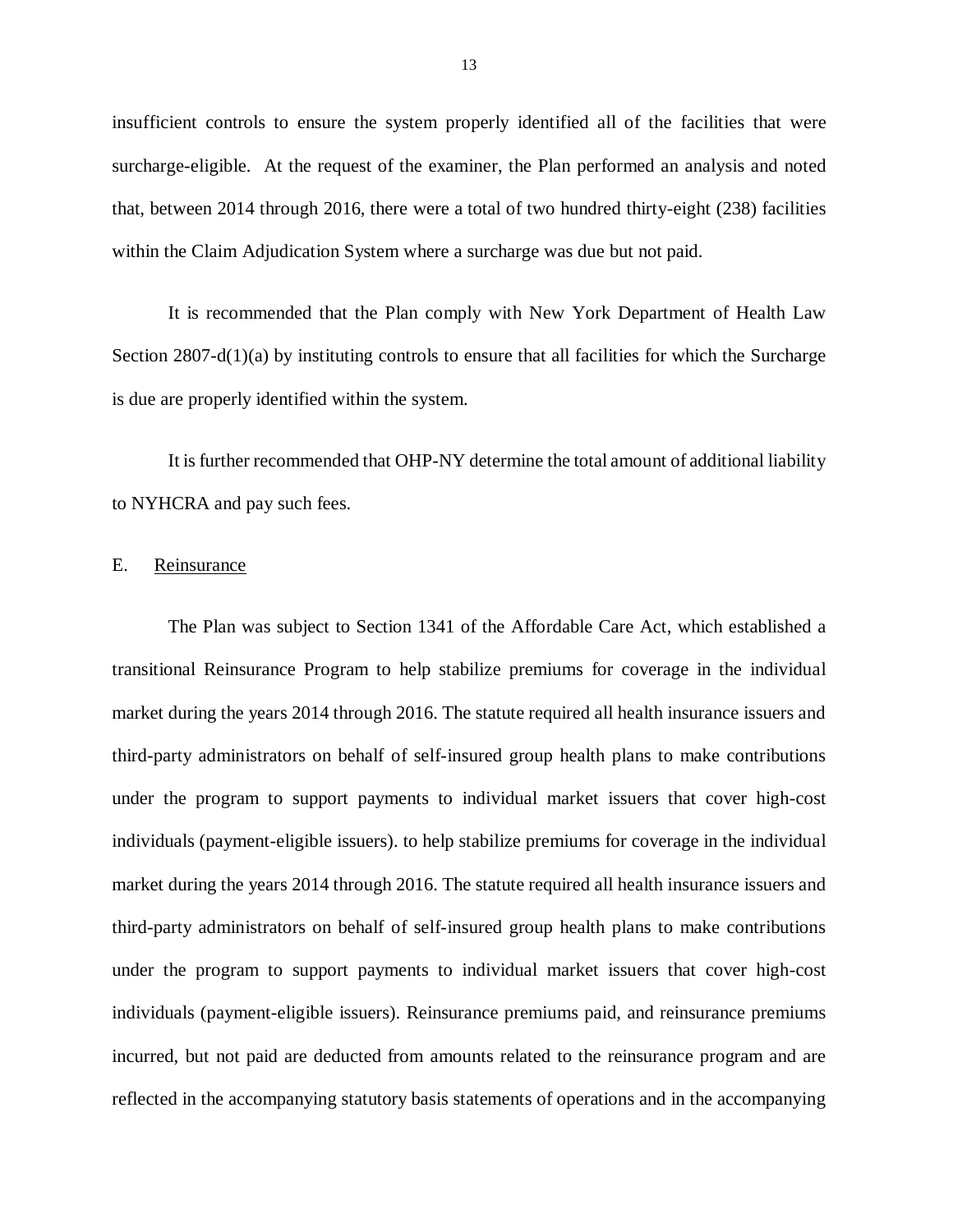insufficient controls to ensure the system properly identified all of the facilities that were surcharge-eligible. At the request of the examiner, the Plan performed an analysis and noted that, between 2014 through 2016, there were a total of two hundred thirty-eight (238) facilities within the Claim Adjudication System where a surcharge was due but not paid.

It is recommended that the Plan comply with New York Department of Health Law Section 2807-d(1)(a) by instituting controls to ensure that all facilities for which the Surcharge is due are properly identified within the system.

It is further recommended that OHP-NY determine the total amount of additional liability to NYHCRA and pay such fees.

## E. Reinsurance

The Plan was subject to Section 1341 of the Affordable Care Act, which established a transitional Reinsurance Program to help stabilize premiums for coverage in the individual market during the years 2014 through 2016. The statute required all health insurance issuers and third-party administrators on behalf of self-insured group health plans to make contributions under the program to support payments to individual market issuers that cover high-cost individuals (payment-eligible issuers). to help stabilize premiums for coverage in the individual market during the years 2014 through 2016. The statute required all health insurance issuers and third-party administrators on behalf of self-insured group health plans to make contributions under the program to support payments to individual market issuers that cover high-cost individuals (payment-eligible issuers). Reinsurance premiums paid, and reinsurance premiums incurred, but not paid are deducted from amounts related to the reinsurance program and are reflected in the accompanying statutory basis statements of operations and in the accompanying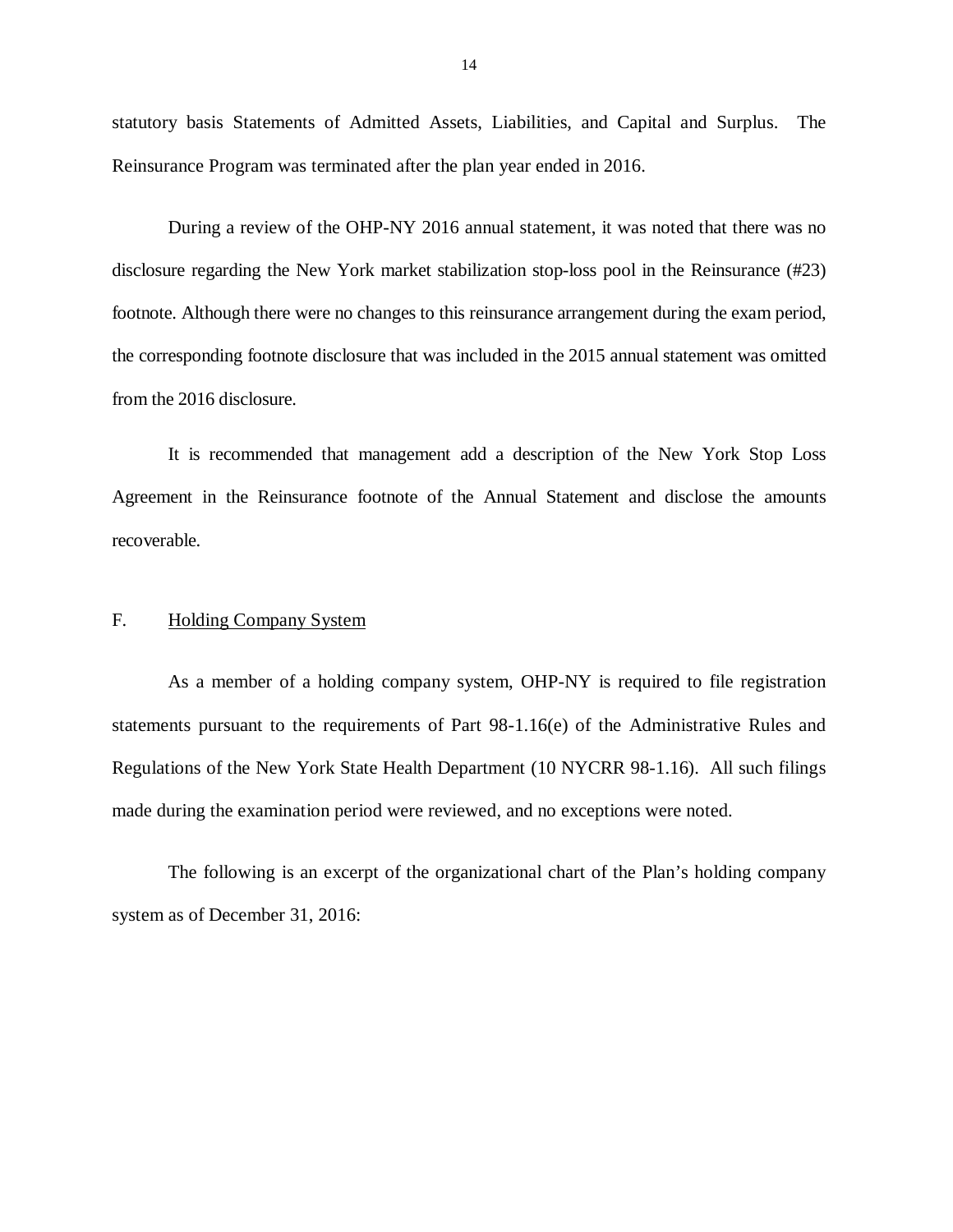statutory basis Statements of Admitted Assets, Liabilities, and Capital and Surplus. The Reinsurance Program was terminated after the plan year ended in 2016.

During a review of the OHP-NY 2016 annual statement, it was noted that there was no disclosure regarding the New York market stabilization stop-loss pool in the Reinsurance (#23) footnote. Although there were no changes to this reinsurance arrangement during the exam period, the corresponding footnote disclosure that was included in the 2015 annual statement was omitted from the 2016 disclosure.

It is recommended that management add a description of the New York Stop Loss Agreement in the Reinsurance footnote of the Annual Statement and disclose the amounts recoverable.

## F. Holding Company System

As a member of a holding company system, OHP-NY is required to file registration statements pursuant to the requirements of Part 98-1.16(e) of the Administrative Rules and Regulations of the New York State Health Department (10 NYCRR 98-1.16). All such filings made during the examination period were reviewed, and no exceptions were noted.

The following is an excerpt of the organizational chart of the Plan's holding company system as of December 31, 2016: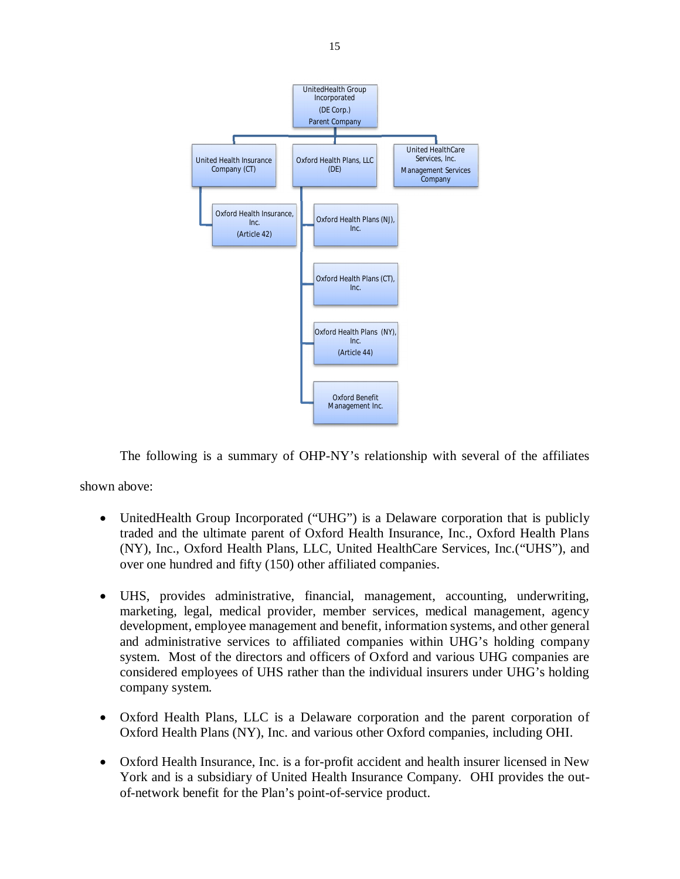- UnitedHealth Group Incorporated (DE Corp.) Parent Company
  - United Health Insurance Company (CT)
    - Oxford Health Insurance, Inc. (Article 42)
  - Oxford Health Plans, LLC (DE)
    - Oxford Health Plans (NJ), Inc.
    - Oxford Health Plans (CT), Inc.
    - Oxford Health Plans (NY), Inc. (Article 44)
    - Oxford Benefit Management Inc.
  - United HealthCare Services, Inc. Management Services Company

The following is a summary of OHP-NY's relationship with several of the affiliates shown above:

- UnitedHealth Group Incorporated ("UHG") is a Delaware corporation that is publicly traded and the ultimate parent of Oxford Health Insurance, Inc., Oxford Health Plans (NY), Inc., Oxford Health Plans, LLC, United HealthCare Services, Inc.("UHS"), and over one hundred and fifty (150) other affiliated companies.

- UHS, provides administrative, financial, management, accounting, underwriting, marketing, legal, medical provider, member services, medical management, agency development, employee management and benefit, information systems, and other general and administrative services to affiliated companies within UHG's holding company system. Most of the directors and officers of Oxford and various UHG companies are considered employees of UHS rather than the individual insurers under UHG's holding company system.

- Oxford Health Plans, LLC is a Delaware corporation and the parent corporation of Oxford Health Plans (NY), Inc. and various other Oxford companies, including OHI.

- Oxford Health Insurance, Inc. is a for-profit accident and health insurer licensed in New York and is a subsidiary of United Health Insurance Company. OHI provides the out-of-network benefit for the Plan's point-of-service product.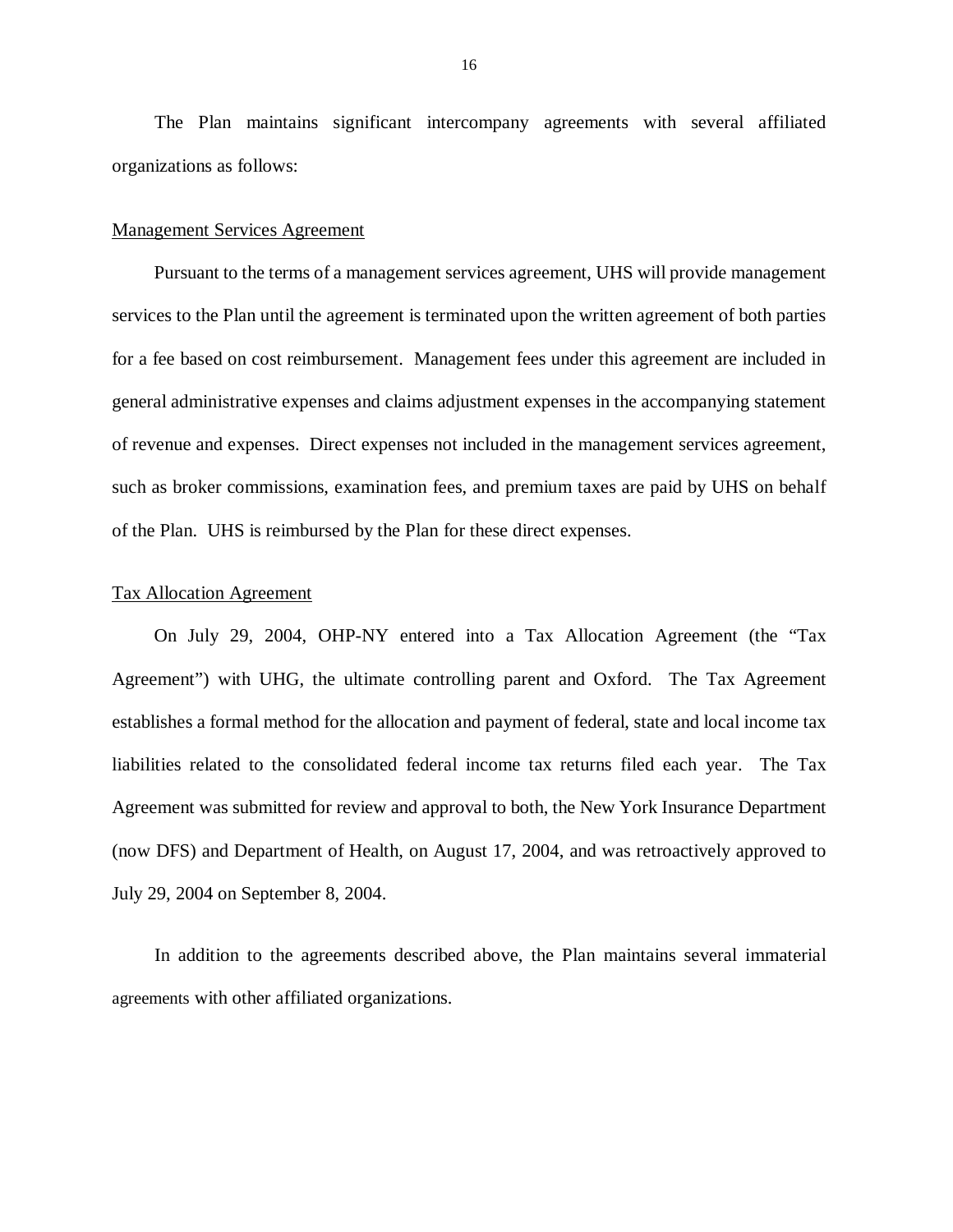The Plan maintains significant intercompany agreements with several affiliated organizations as follows:

<u>Management Services Agreement</u>

Pursuant to the terms of a management services agreement, UHS will provide management services to the Plan until the agreement is terminated upon the written agreement of both parties for a fee based on cost reimbursement. Management fees under this agreement are included in general administrative expenses and claims adjustment expenses in the accompanying statement of revenue and expenses. Direct expenses not included in the management services agreement, such as broker commissions, examination fees, and premium taxes are paid by UHS on behalf of the Plan. UHS is reimbursed by the Plan for these direct expenses.

<u>Tax Allocation Agreement</u>

On July 29, 2004, OHP-NY entered into a Tax Allocation Agreement (the "Tax Agreement") with UHG, the ultimate controlling parent and Oxford. The Tax Agreement establishes a formal method for the allocation and payment of federal, state and local income tax liabilities related to the consolidated federal income tax returns filed each year. The Tax Agreement was submitted for review and approval to both, the New York Insurance Department (now DFS) and Department of Health, on August 17, 2004, and was retroactively approved to July 29, 2004 on September 8, 2004.

In addition to the agreements described above, the Plan maintains several immaterial agreements with other affiliated organizations.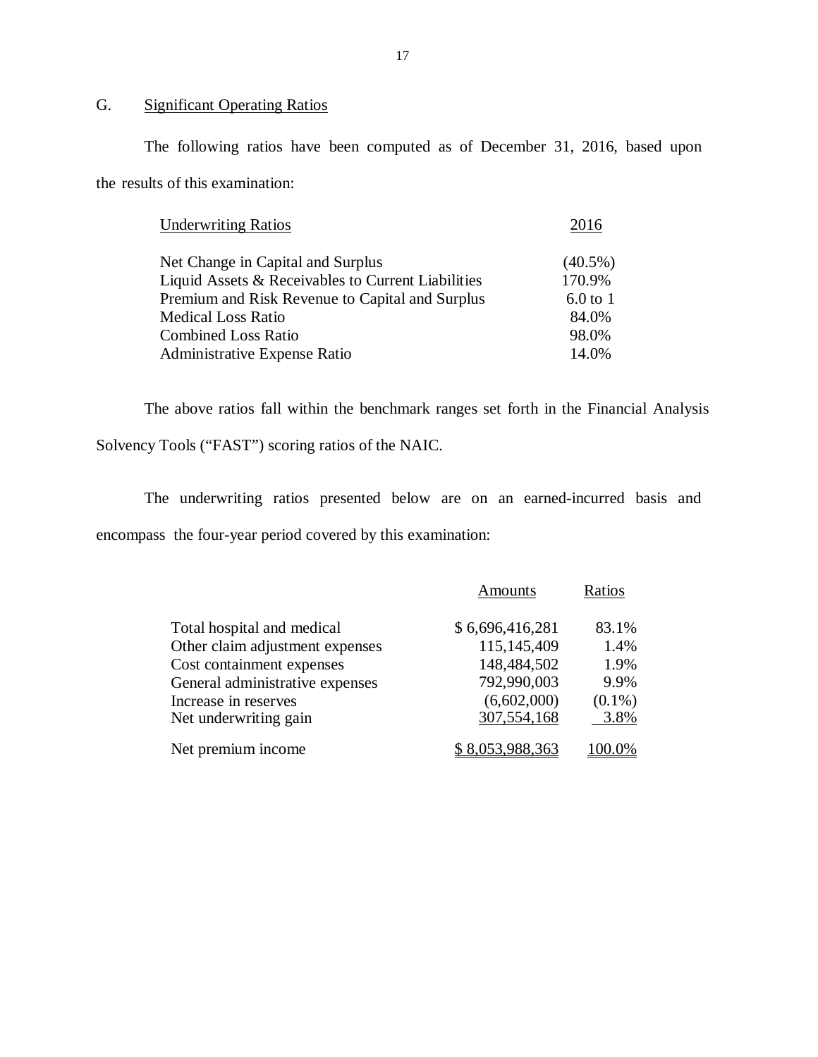## G. Significant Operating Ratios

The following ratios have been computed as of December 31, 2016, based upon the results of this examination:

| Underwriting Ratios | 2016 |
|---|---|
| Net Change in Capital and Surplus | (40.5%) |
| Liquid Assets & Receivables to Current Liabilities | 170.9% |
| Premium and Risk Revenue to Capital and Surplus | 6.0 to 1 |
| Medical Loss Ratio | 84.0% |
| Combined Loss Ratio | 98.0% |
| Administrative Expense Ratio | 14.0% |

The above ratios fall within the benchmark ranges set forth in the Financial Analysis Solvency Tools ("FAST") scoring ratios of the NAIC.

The underwriting ratios presented below are on an earned-incurred basis and encompass the four-year period covered by this examination:

| | Amounts | Ratios |
|---|---|---|
| Total hospital and medical | $ 6,696,416,281 | 83.1% |
| Other claim adjustment expenses | 115,145,409 | 1.4% |
| Cost containment expenses | 148,484,502 | 1.9% |
| General administrative expenses | 792,990,003 | 9.9% |
| Increase in reserves | (6,602,000) | (0.1%) |
| Net underwriting gain | 307,554,168 | 3.8% |
| Net premium income | $ 8,053,988,363 | 100.0% |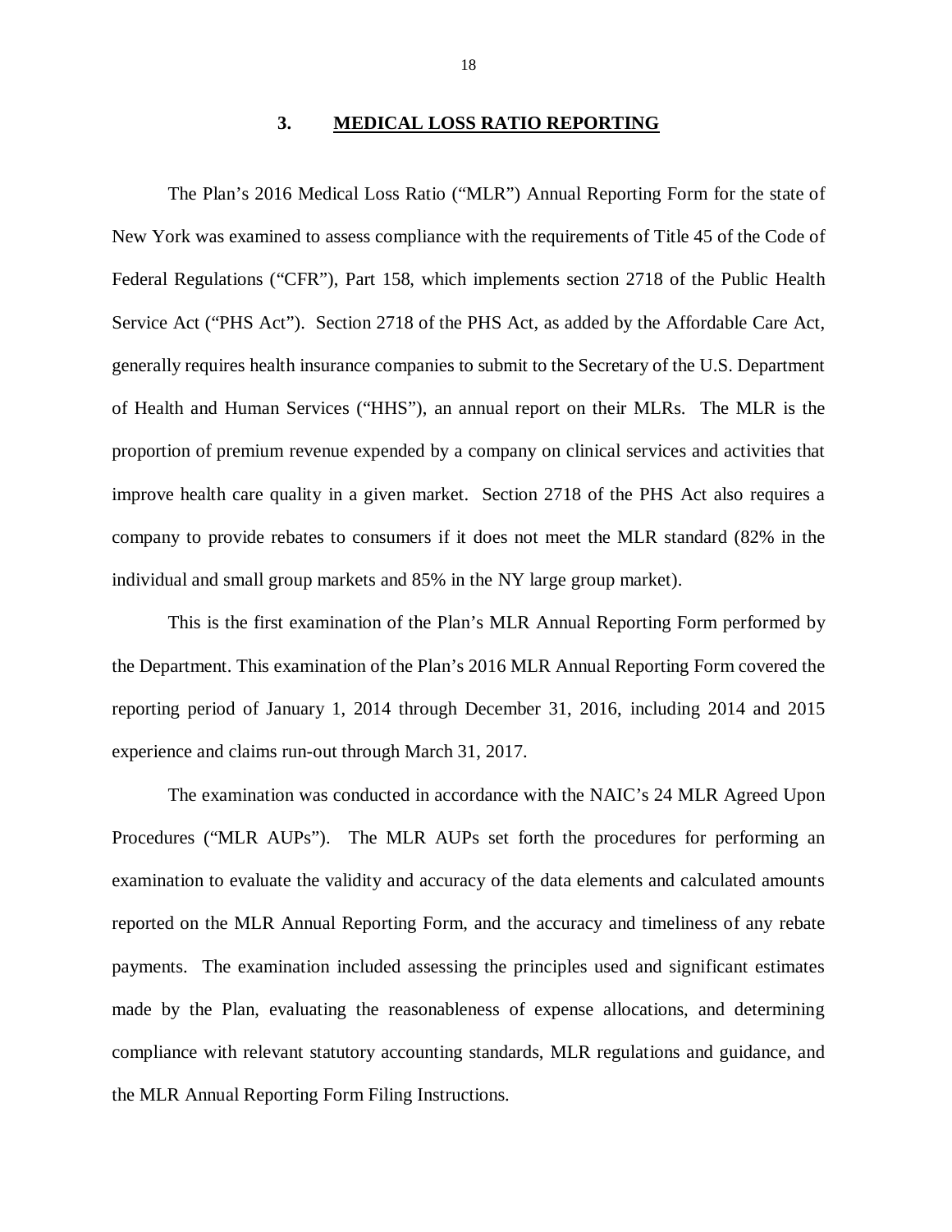## 3. MEDICAL LOSS RATIO REPORTING

The Plan's 2016 Medical Loss Ratio ("MLR") Annual Reporting Form for the state of New York was examined to assess compliance with the requirements of Title 45 of the Code of Federal Regulations ("CFR"), Part 158, which implements section 2718 of the Public Health Service Act ("PHS Act"). Section 2718 of the PHS Act, as added by the Affordable Care Act, generally requires health insurance companies to submit to the Secretary of the U.S. Department of Health and Human Services ("HHS"), an annual report on their MLRs. The MLR is the proportion of premium revenue expended by a company on clinical services and activities that improve health care quality in a given market. Section 2718 of the PHS Act also requires a company to provide rebates to consumers if it does not meet the MLR standard (82% in the individual and small group markets and 85% in the NY large group market).

This is the first examination of the Plan's MLR Annual Reporting Form performed by the Department. This examination of the Plan's 2016 MLR Annual Reporting Form covered the reporting period of January 1, 2014 through December 31, 2016, including 2014 and 2015 experience and claims run-out through March 31, 2017.

The examination was conducted in accordance with the NAIC's 24 MLR Agreed Upon Procedures ("MLR AUPs"). The MLR AUPs set forth the procedures for performing an examination to evaluate the validity and accuracy of the data elements and calculated amounts reported on the MLR Annual Reporting Form, and the accuracy and timeliness of any rebate payments. The examination included assessing the principles used and significant estimates made by the Plan, evaluating the reasonableness of expense allocations, and determining compliance with relevant statutory accounting standards, MLR regulations and guidance, and the MLR Annual Reporting Form Filing Instructions.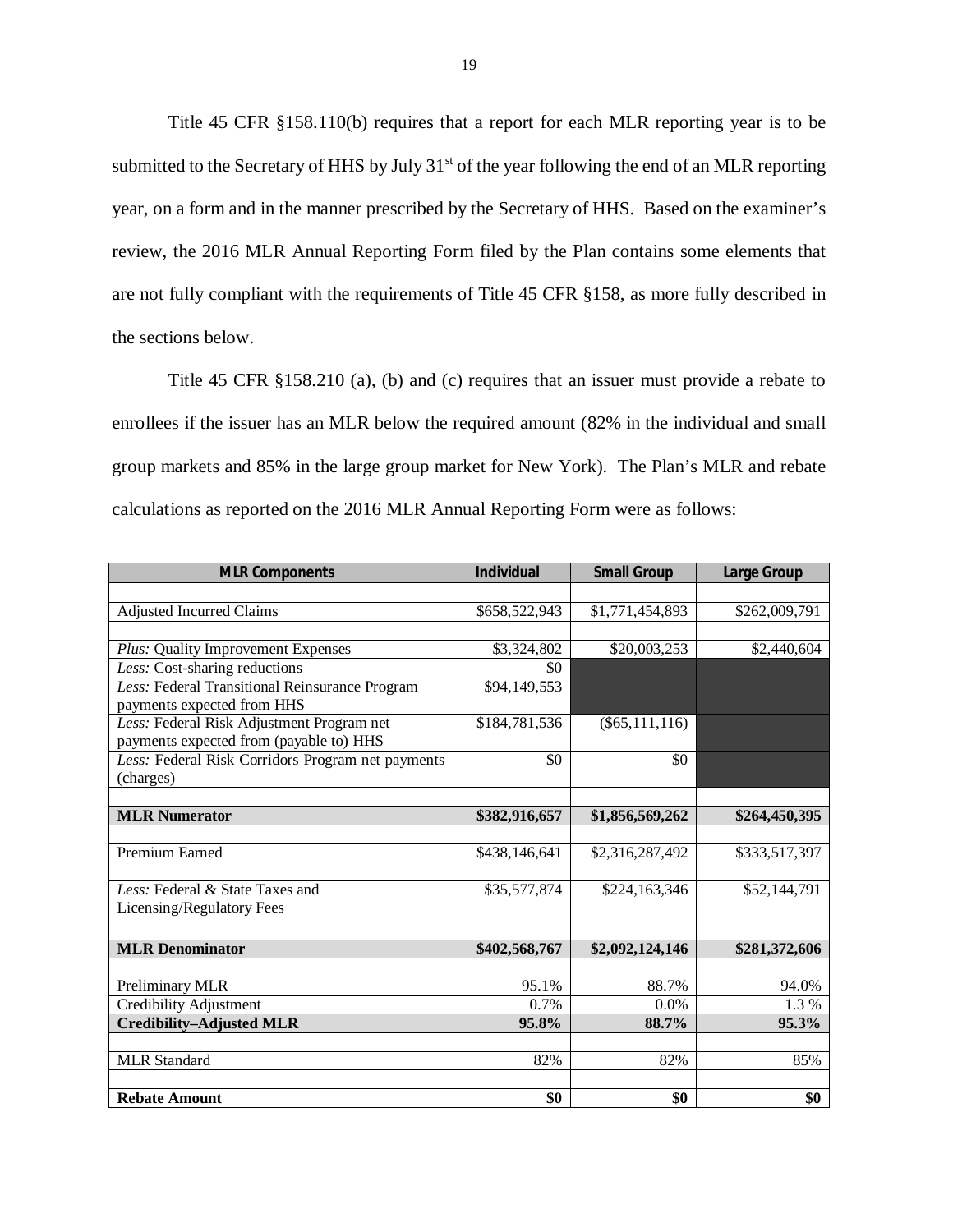Title 45 CFR §158.110(b) requires that a report for each MLR reporting year is to be submitted to the Secretary of HHS by July 31st of the year following the end of an MLR reporting year, on a form and in the manner prescribed by the Secretary of HHS. Based on the examiner's review, the 2016 MLR Annual Reporting Form filed by the Plan contains some elements that are not fully compliant with the requirements of Title 45 CFR §158, as more fully described in the sections below.

Title 45 CFR §158.210 (a), (b) and (c) requires that an issuer must provide a rebate to enrollees if the issuer has an MLR below the required amount (82% in the individual and small group markets and 85% in the large group market for New York). The Plan's MLR and rebate calculations as reported on the 2016 MLR Annual Reporting Form were as follows:

| MLR Components | Individual | Small Group | Large Group |
|---|---|---|---|
| Adjusted Incurred Claims | $658,522,943 | $1,771,454,893 | $262,009,791 |
| *Plus:* Quality Improvement Expenses | $3,324,802 | $20,003,253 | $2,440,604 |
| *Less:* Cost-sharing reductions | $0 | | |
| *Less:* Federal Transitional Reinsurance Program payments expected from HHS | $94,149,553 | | |
| *Less:* Federal Risk Adjustment Program net payments expected from (payable to) HHS | $184,781,536 | ($65,111,116) | |
| *Less:* Federal Risk Corridors Program net payments (charges) | $0 | $0 | |
| **MLR Numerator** | **$382,916,657** | **$1,856,569,262** | **$264,450,395** |
| Premium Earned | $438,146,641 | $2,316,287,492 | $333,517,397 |
| *Less:* Federal & State Taxes and Licensing/Regulatory Fees | $35,577,874 | $224,163,346 | $52,144,791 |
| **MLR Denominator** | **$402,568,767** | **$2,092,124,146** | **$281,372,606** |
| Preliminary MLR | 95.1% | 88.7% | 94.0% |
| Credibility Adjustment | 0.7% | 0.0% | 1.3 % |
| **Credibility–Adjusted MLR** | **95.8%** | **88.7%** | **95.3%** |
| MLR Standard | 82% | 82% | 85% |
| **Rebate Amount** | **$0** | **$0** | **$0** |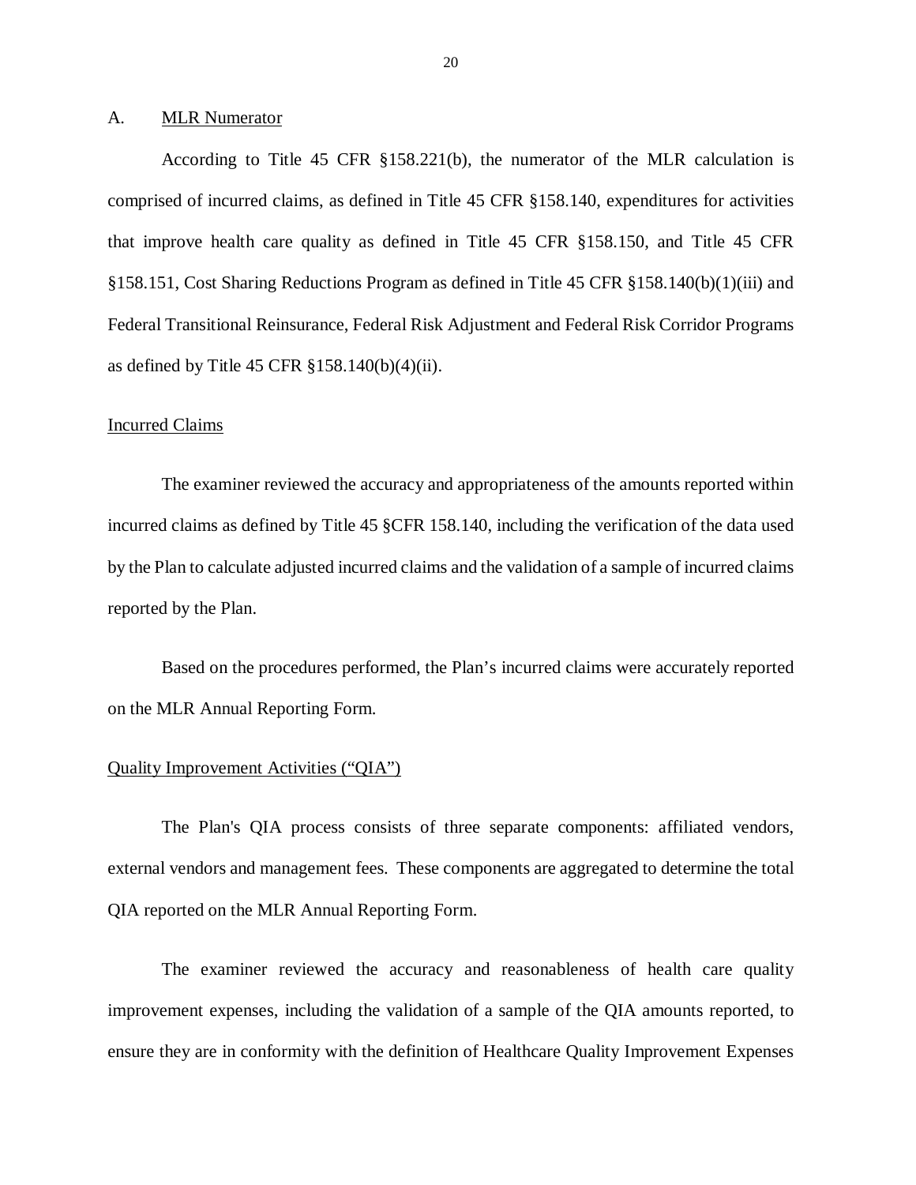A. MLR Numerator

According to Title 45 CFR §158.221(b), the numerator of the MLR calculation is comprised of incurred claims, as defined in Title 45 CFR §158.140, expenditures for activities that improve health care quality as defined in Title 45 CFR §158.150, and Title 45 CFR §158.151, Cost Sharing Reductions Program as defined in Title 45 CFR §158.140(b)(1)(iii) and Federal Transitional Reinsurance, Federal Risk Adjustment and Federal Risk Corridor Programs as defined by Title 45 CFR §158.140(b)(4)(ii).

Incurred Claims

The examiner reviewed the accuracy and appropriateness of the amounts reported within incurred claims as defined by Title 45 §CFR 158.140, including the verification of the data used by the Plan to calculate adjusted incurred claims and the validation of a sample of incurred claims reported by the Plan.

Based on the procedures performed, the Plan's incurred claims were accurately reported on the MLR Annual Reporting Form.

Quality Improvement Activities ("QIA")

The Plan's QIA process consists of three separate components: affiliated vendors, external vendors and management fees. These components are aggregated to determine the total QIA reported on the MLR Annual Reporting Form.

The examiner reviewed the accuracy and reasonableness of health care quality improvement expenses, including the validation of a sample of the QIA amounts reported, to ensure they are in conformity with the definition of Healthcare Quality Improvement Expenses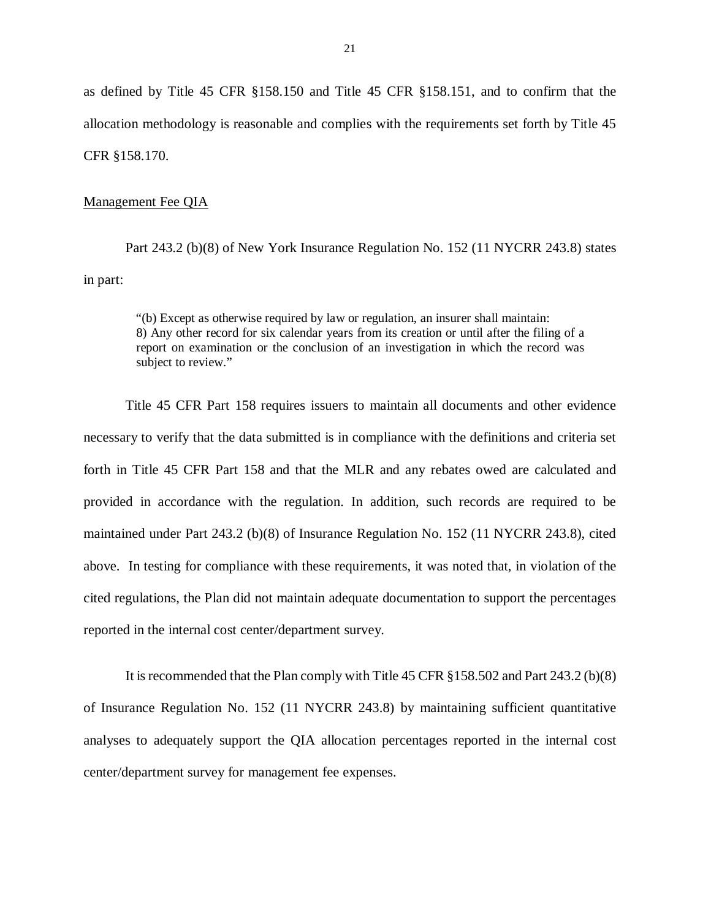as defined by Title 45 CFR §158.150 and Title 45 CFR §158.151, and to confirm that the allocation methodology is reasonable and complies with the requirements set forth by Title 45 CFR §158.170.

Management Fee QIA

Part 243.2 (b)(8) of New York Insurance Regulation No. 152 (11 NYCRR 243.8) states in part:

> "(b) Except as otherwise required by law or regulation, an insurer shall maintain:
> 8) Any other record for six calendar years from its creation or until after the filing of a report on examination or the conclusion of an investigation in which the record was subject to review."

Title 45 CFR Part 158 requires issuers to maintain all documents and other evidence necessary to verify that the data submitted is in compliance with the definitions and criteria set forth in Title 45 CFR Part 158 and that the MLR and any rebates owed are calculated and provided in accordance with the regulation. In addition, such records are required to be maintained under Part 243.2 (b)(8) of Insurance Regulation No. 152 (11 NYCRR 243.8), cited above. In testing for compliance with these requirements, it was noted that, in violation of the cited regulations, the Plan did not maintain adequate documentation to support the percentages reported in the internal cost center/department survey.

It is recommended that the Plan comply with Title 45 CFR §158.502 and Part 243.2 (b)(8) of Insurance Regulation No. 152 (11 NYCRR 243.8) by maintaining sufficient quantitative analyses to adequately support the QIA allocation percentages reported in the internal cost center/department survey for management fee expenses.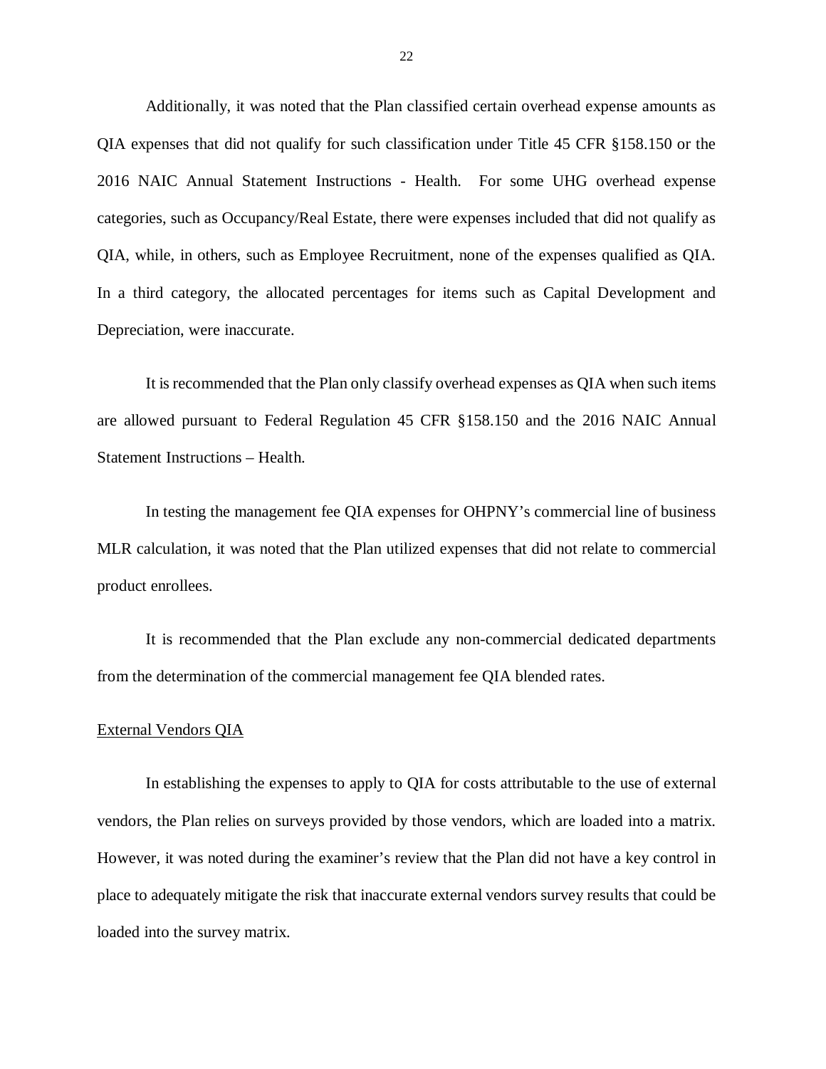Additionally, it was noted that the Plan classified certain overhead expense amounts as QIA expenses that did not qualify for such classification under Title 45 CFR §158.150 or the 2016 NAIC Annual Statement Instructions - Health. For some UHG overhead expense categories, such as Occupancy/Real Estate, there were expenses included that did not qualify as QIA, while, in others, such as Employee Recruitment, none of the expenses qualified as QIA. In a third category, the allocated percentages for items such as Capital Development and Depreciation, were inaccurate.

It is recommended that the Plan only classify overhead expenses as QIA when such items are allowed pursuant to Federal Regulation 45 CFR §158.150 and the 2016 NAIC Annual Statement Instructions – Health.

In testing the management fee QIA expenses for OHPNY's commercial line of business MLR calculation, it was noted that the Plan utilized expenses that did not relate to commercial product enrollees.

It is recommended that the Plan exclude any non-commercial dedicated departments from the determination of the commercial management fee QIA blended rates.

<u>External Vendors QIA</u>

In establishing the expenses to apply to QIA for costs attributable to the use of external vendors, the Plan relies on surveys provided by those vendors, which are loaded into a matrix. However, it was noted during the examiner's review that the Plan did not have a key control in place to adequately mitigate the risk that inaccurate external vendors survey results that could be loaded into the survey matrix.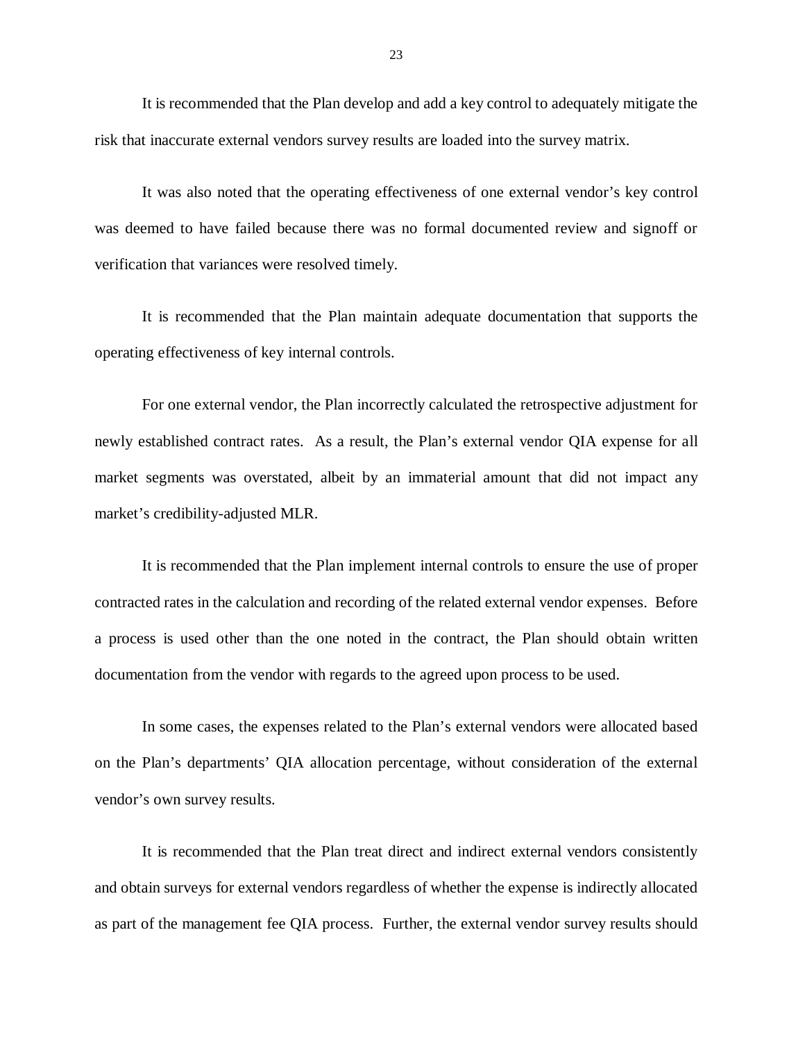It is recommended that the Plan develop and add a key control to adequately mitigate the risk that inaccurate external vendors survey results are loaded into the survey matrix.

It was also noted that the operating effectiveness of one external vendor's key control was deemed to have failed because there was no formal documented review and signoff or verification that variances were resolved timely.

It is recommended that the Plan maintain adequate documentation that supports the operating effectiveness of key internal controls.

For one external vendor, the Plan incorrectly calculated the retrospective adjustment for newly established contract rates. As a result, the Plan's external vendor QIA expense for all market segments was overstated, albeit by an immaterial amount that did not impact any market's credibility-adjusted MLR.

It is recommended that the Plan implement internal controls to ensure the use of proper contracted rates in the calculation and recording of the related external vendor expenses. Before a process is used other than the one noted in the contract, the Plan should obtain written documentation from the vendor with regards to the agreed upon process to be used.

In some cases, the expenses related to the Plan's external vendors were allocated based on the Plan's departments' QIA allocation percentage, without consideration of the external vendor's own survey results.

It is recommended that the Plan treat direct and indirect external vendors consistently and obtain surveys for external vendors regardless of whether the expense is indirectly allocated as part of the management fee QIA process. Further, the external vendor survey results should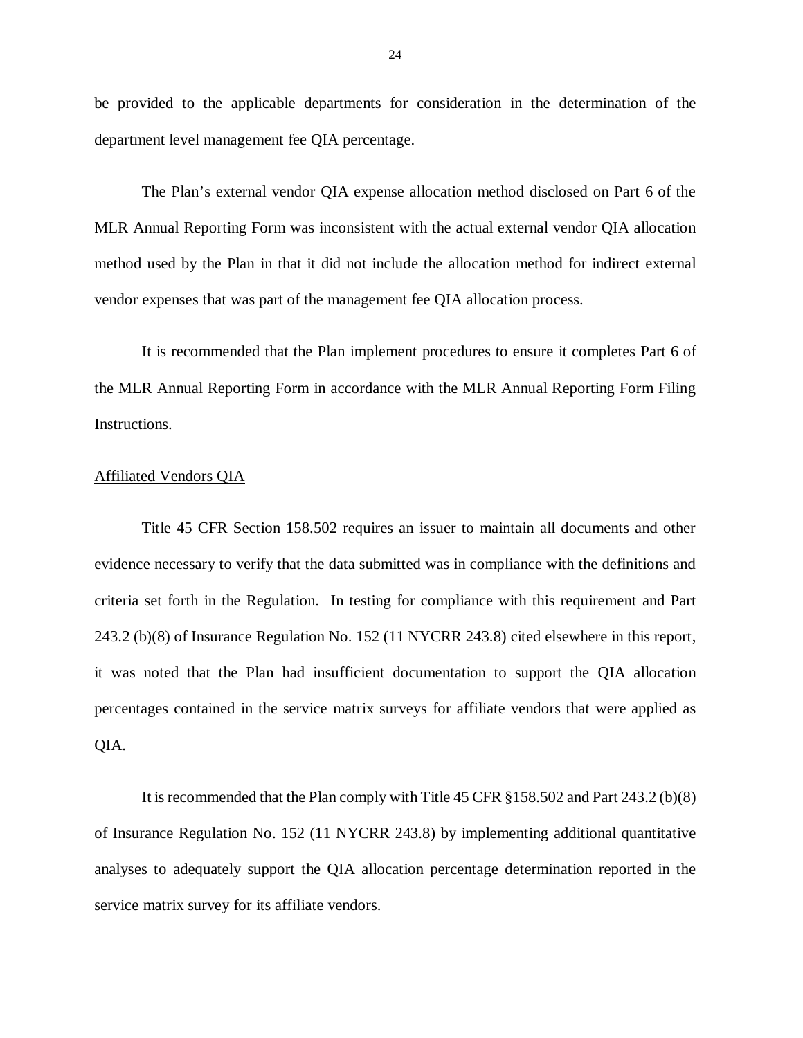be provided to the applicable departments for consideration in the determination of the department level management fee QIA percentage.

The Plan's external vendor QIA expense allocation method disclosed on Part 6 of the MLR Annual Reporting Form was inconsistent with the actual external vendor QIA allocation method used by the Plan in that it did not include the allocation method for indirect external vendor expenses that was part of the management fee QIA allocation process.

It is recommended that the Plan implement procedures to ensure it completes Part 6 of the MLR Annual Reporting Form in accordance with the MLR Annual Reporting Form Filing Instructions.

Affiliated Vendors QIA

Title 45 CFR Section 158.502 requires an issuer to maintain all documents and other evidence necessary to verify that the data submitted was in compliance with the definitions and criteria set forth in the Regulation. In testing for compliance with this requirement and Part 243.2 (b)(8) of Insurance Regulation No. 152 (11 NYCRR 243.8) cited elsewhere in this report, it was noted that the Plan had insufficient documentation to support the QIA allocation percentages contained in the service matrix surveys for affiliate vendors that were applied as QIA.

It is recommended that the Plan comply with Title 45 CFR §158.502 and Part 243.2 (b)(8) of Insurance Regulation No. 152 (11 NYCRR 243.8) by implementing additional quantitative analyses to adequately support the QIA allocation percentage determination reported in the service matrix survey for its affiliate vendors.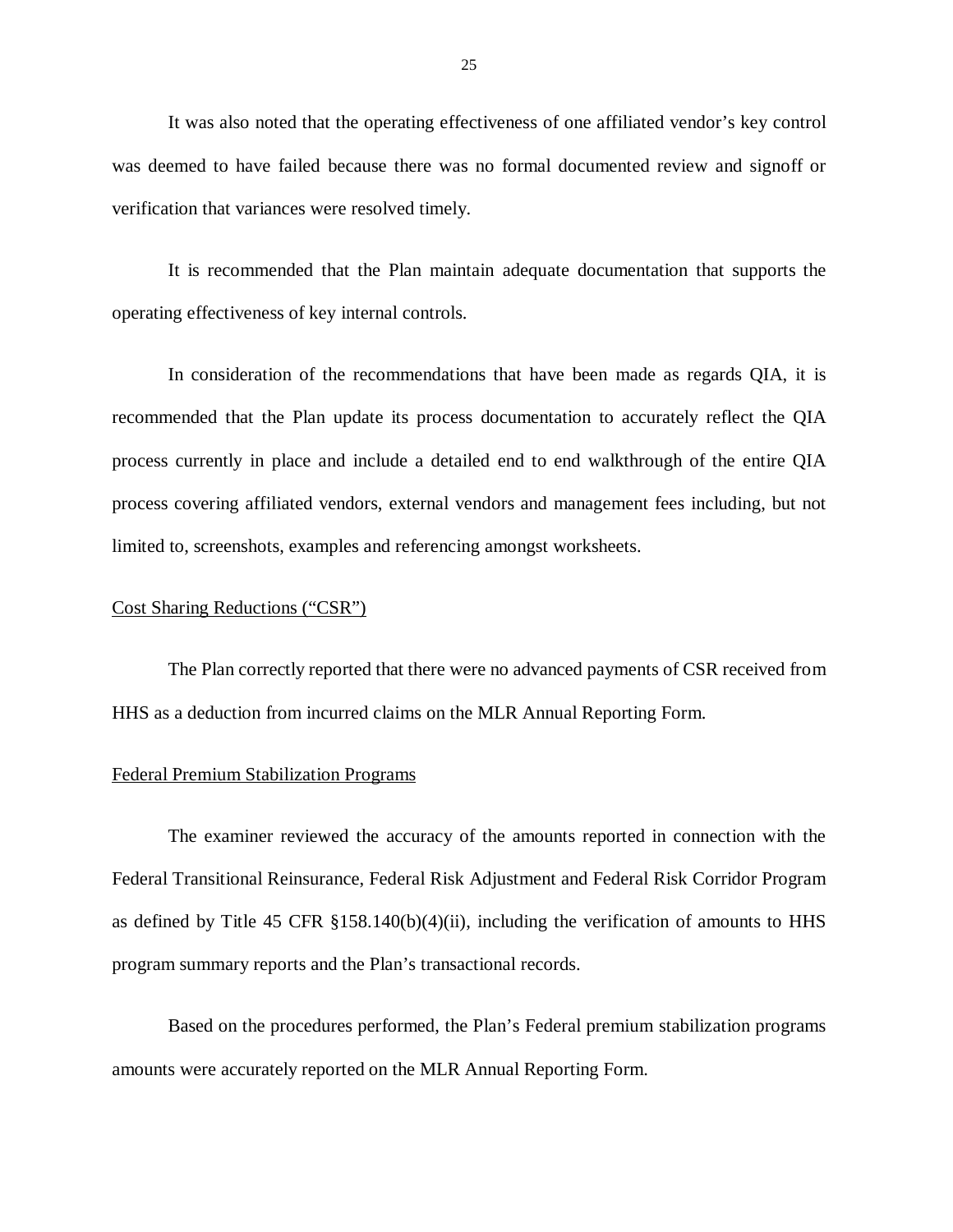It was also noted that the operating effectiveness of one affiliated vendor's key control was deemed to have failed because there was no formal documented review and signoff or verification that variances were resolved timely.

It is recommended that the Plan maintain adequate documentation that supports the operating effectiveness of key internal controls.

In consideration of the recommendations that have been made as regards QIA, it is recommended that the Plan update its process documentation to accurately reflect the QIA process currently in place and include a detailed end to end walkthrough of the entire QIA process covering affiliated vendors, external vendors and management fees including, but not limited to, screenshots, examples and referencing amongst worksheets.

<u>Cost Sharing Reductions ("CSR")</u>

The Plan correctly reported that there were no advanced payments of CSR received from HHS as a deduction from incurred claims on the MLR Annual Reporting Form.

<u>Federal Premium Stabilization Programs</u>

The examiner reviewed the accuracy of the amounts reported in connection with the Federal Transitional Reinsurance, Federal Risk Adjustment and Federal Risk Corridor Program as defined by Title 45 CFR §158.140(b)(4)(ii), including the verification of amounts to HHS program summary reports and the Plan's transactional records.

Based on the procedures performed, the Plan's Federal premium stabilization programs amounts were accurately reported on the MLR Annual Reporting Form.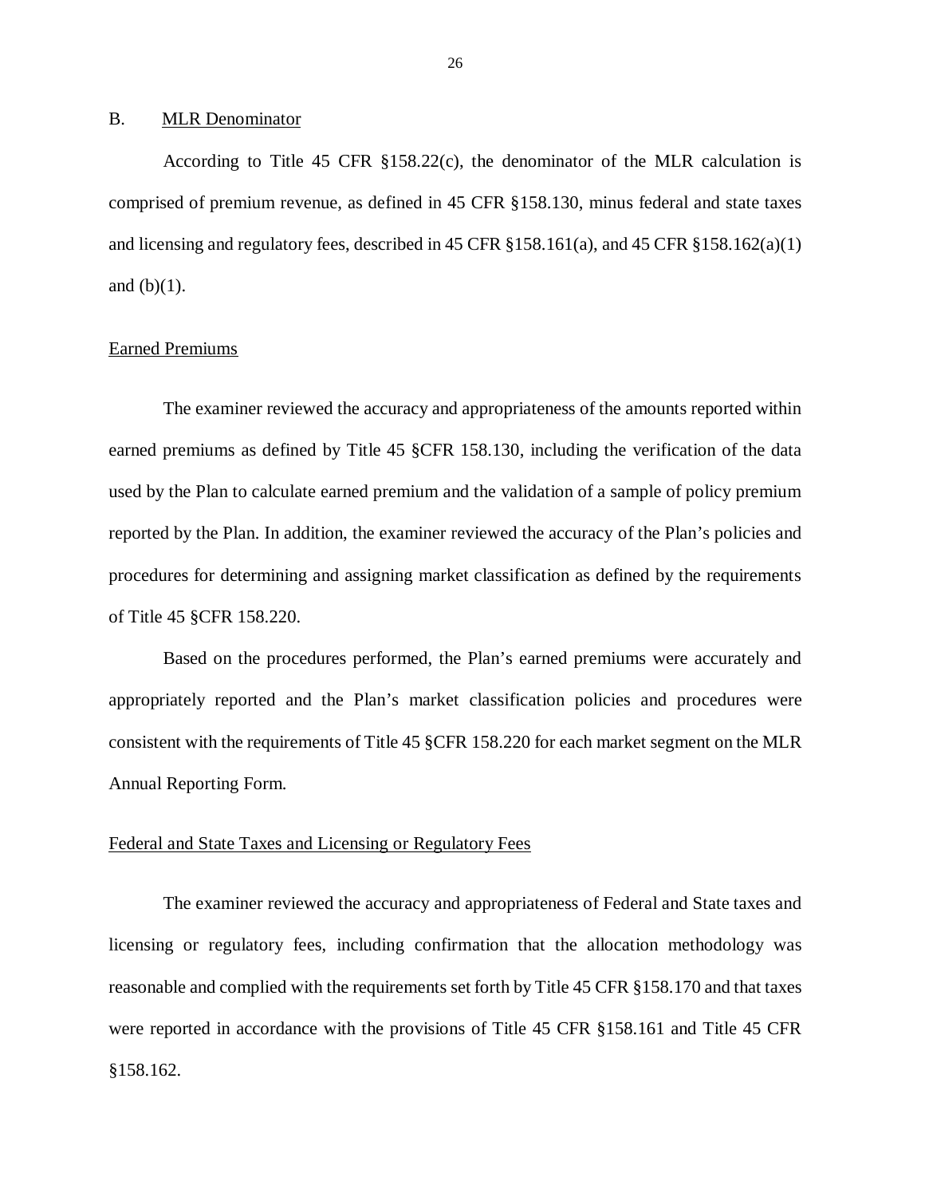B. MLR Denominator

According to Title 45 CFR §158.22(c), the denominator of the MLR calculation is comprised of premium revenue, as defined in 45 CFR §158.130, minus federal and state taxes and licensing and regulatory fees, described in 45 CFR §158.161(a), and 45 CFR §158.162(a)(1) and (b)(1).

Earned Premiums

The examiner reviewed the accuracy and appropriateness of the amounts reported within earned premiums as defined by Title 45 §CFR 158.130, including the verification of the data used by the Plan to calculate earned premium and the validation of a sample of policy premium reported by the Plan. In addition, the examiner reviewed the accuracy of the Plan's policies and procedures for determining and assigning market classification as defined by the requirements of Title 45 §CFR 158.220.

Based on the procedures performed, the Plan's earned premiums were accurately and appropriately reported and the Plan's market classification policies and procedures were consistent with the requirements of Title 45 §CFR 158.220 for each market segment on the MLR Annual Reporting Form.

Federal and State Taxes and Licensing or Regulatory Fees

The examiner reviewed the accuracy and appropriateness of Federal and State taxes and licensing or regulatory fees, including confirmation that the allocation methodology was reasonable and complied with the requirements set forth by Title 45 CFR §158.170 and that taxes were reported in accordance with the provisions of Title 45 CFR §158.161 and Title 45 CFR §158.162.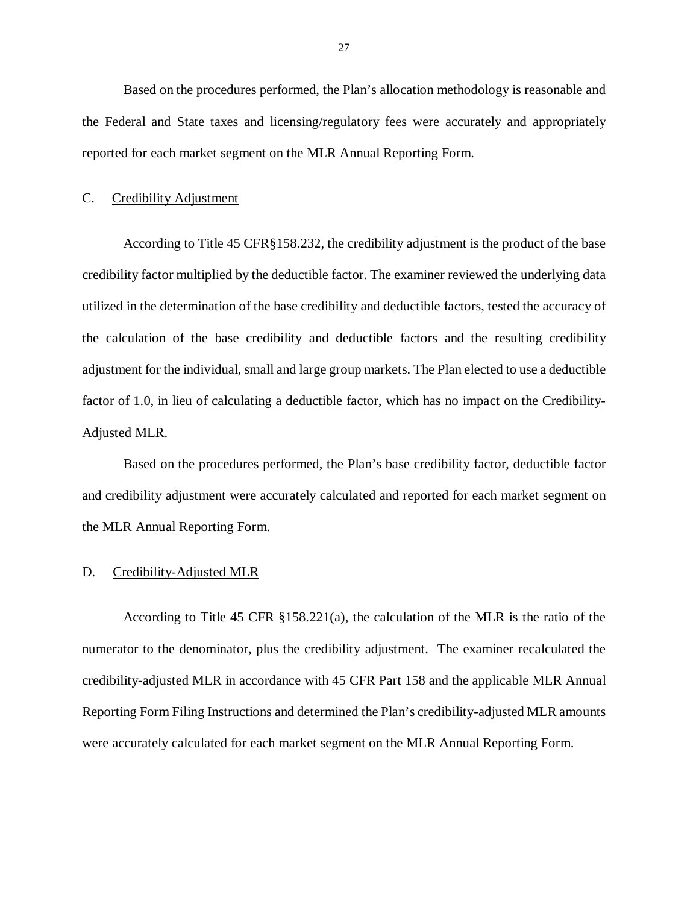Based on the procedures performed, the Plan's allocation methodology is reasonable and the Federal and State taxes and licensing/regulatory fees were accurately and appropriately reported for each market segment on the MLR Annual Reporting Form.

C. <u>Credibility Adjustment</u>

According to Title 45 CFR§158.232, the credibility adjustment is the product of the base credibility factor multiplied by the deductible factor. The examiner reviewed the underlying data utilized in the determination of the base credibility and deductible factors, tested the accuracy of the calculation of the base credibility and deductible factors and the resulting credibility adjustment for the individual, small and large group markets. The Plan elected to use a deductible factor of 1.0, in lieu of calculating a deductible factor, which has no impact on the Credibility-Adjusted MLR.

Based on the procedures performed, the Plan's base credibility factor, deductible factor and credibility adjustment were accurately calculated and reported for each market segment on the MLR Annual Reporting Form.

D. <u>Credibility-Adjusted MLR</u>

According to Title 45 CFR §158.221(a), the calculation of the MLR is the ratio of the numerator to the denominator, plus the credibility adjustment. The examiner recalculated the credibility-adjusted MLR in accordance with 45 CFR Part 158 and the applicable MLR Annual Reporting Form Filing Instructions and determined the Plan's credibility-adjusted MLR amounts were accurately calculated for each market segment on the MLR Annual Reporting Form.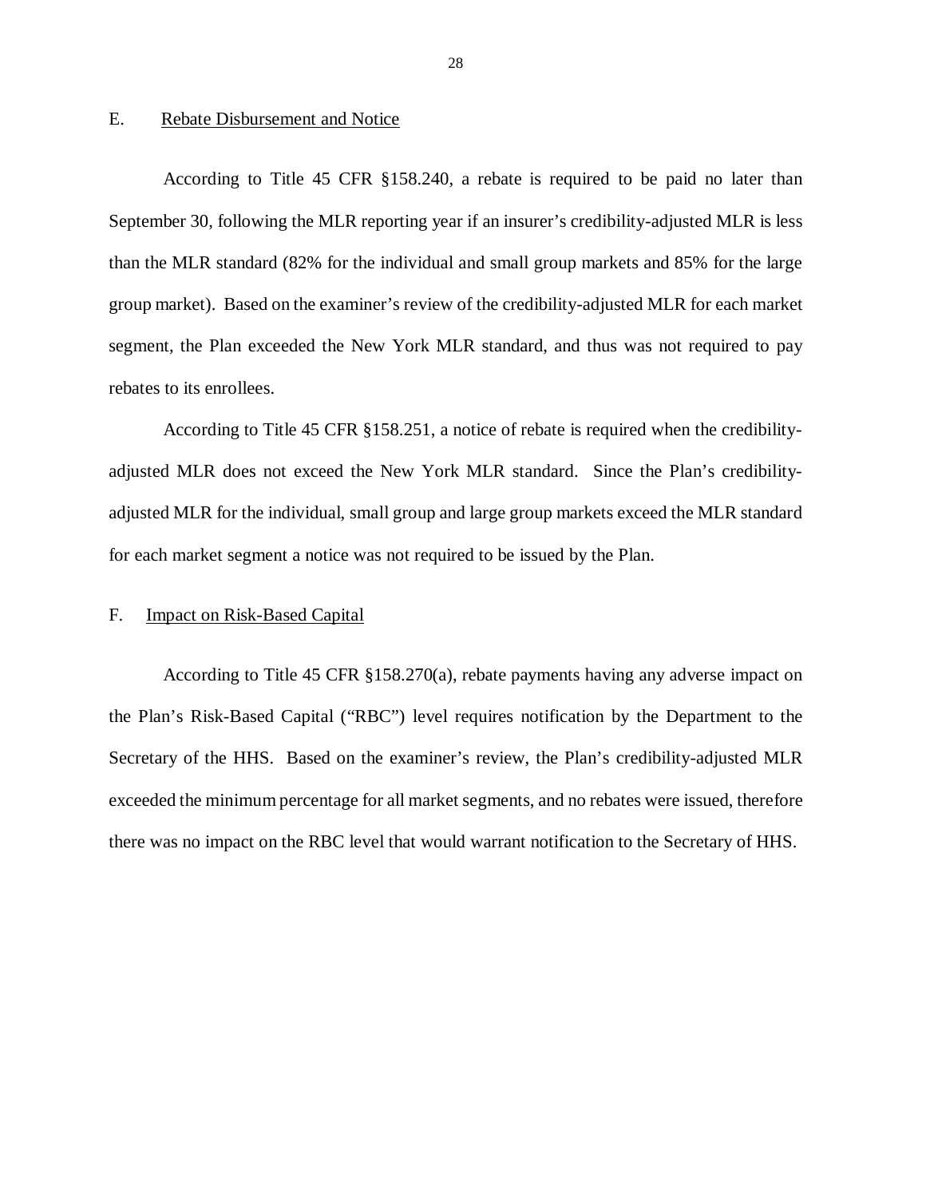## E. <u>Rebate Disbursement and Notice</u>

According to Title 45 CFR §158.240, a rebate is required to be paid no later than September 30, following the MLR reporting year if an insurer's credibility-adjusted MLR is less than the MLR standard (82% for the individual and small group markets and 85% for the large group market). Based on the examiner's review of the credibility-adjusted MLR for each market segment, the Plan exceeded the New York MLR standard, and thus was not required to pay rebates to its enrollees.

According to Title 45 CFR §158.251, a notice of rebate is required when the credibility-adjusted MLR does not exceed the New York MLR standard. Since the Plan's credibility-adjusted MLR for the individual, small group and large group markets exceed the MLR standard for each market segment a notice was not required to be issued by the Plan.

## F. <u>Impact on Risk-Based Capital</u>

According to Title 45 CFR §158.270(a), rebate payments having any adverse impact on the Plan's Risk-Based Capital ("RBC") level requires notification by the Department to the Secretary of the HHS. Based on the examiner's review, the Plan's credibility-adjusted MLR exceeded the minimum percentage for all market segments, and no rebates were issued, therefore there was no impact on the RBC level that would warrant notification to the Secretary of HHS.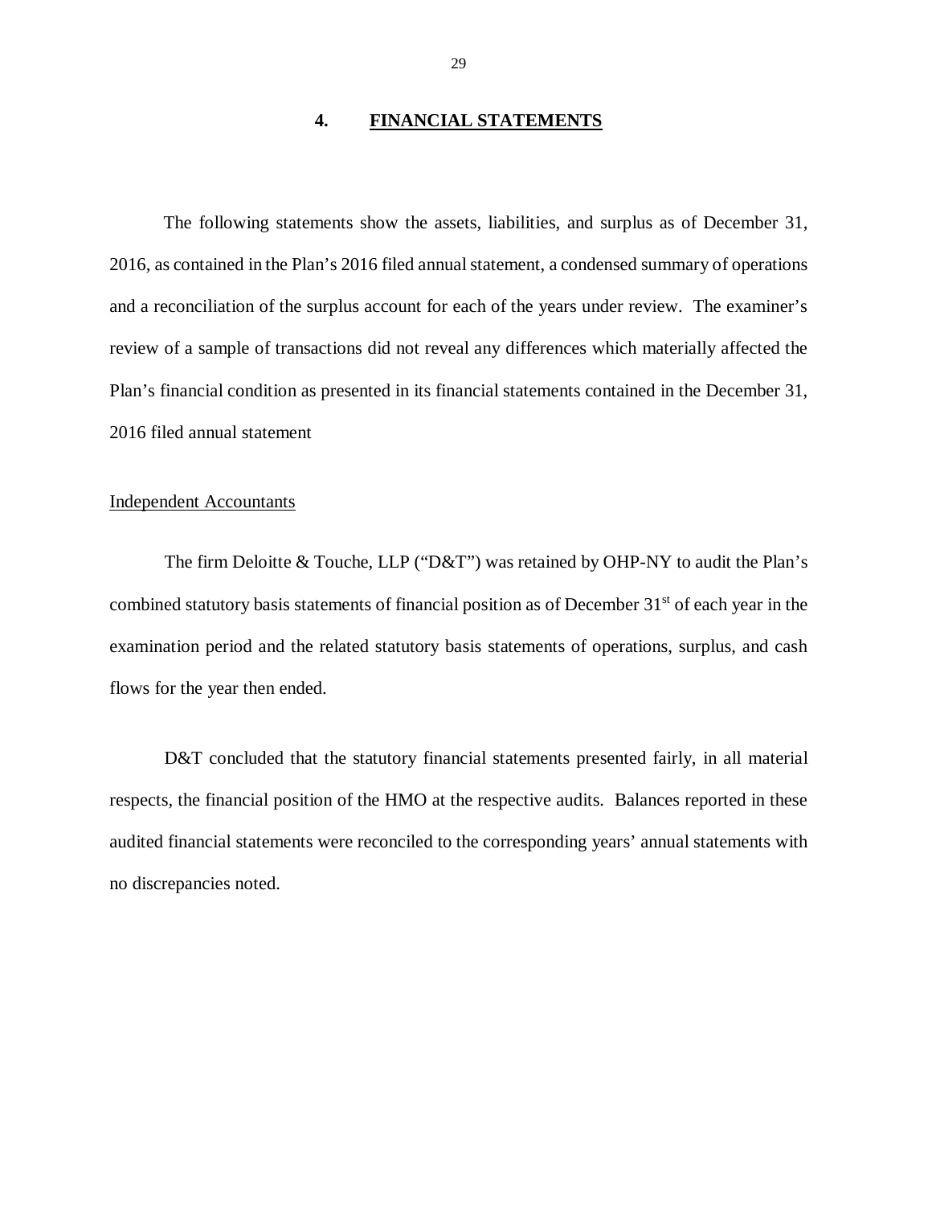## 4. FINANCIAL STATEMENTS

The following statements show the assets, liabilities, and surplus as of December 31, 2016, as contained in the Plan's 2016 filed annual statement, a condensed summary of operations and a reconciliation of the surplus account for each of the years under review. The examiner's review of a sample of transactions did not reveal any differences which materially affected the Plan's financial condition as presented in its financial statements contained in the December 31, 2016 filed annual statement

Independent Accountants

The firm Deloitte & Touche, LLP ("D&T") was retained by OHP-NY to audit the Plan's combined statutory basis statements of financial position as of December 31st of each year in the examination period and the related statutory basis statements of operations, surplus, and cash flows for the year then ended.

D&T concluded that the statutory financial statements presented fairly, in all material respects, the financial position of the HMO at the respective audits. Balances reported in these audited financial statements were reconciled to the corresponding years' annual statements with no discrepancies noted.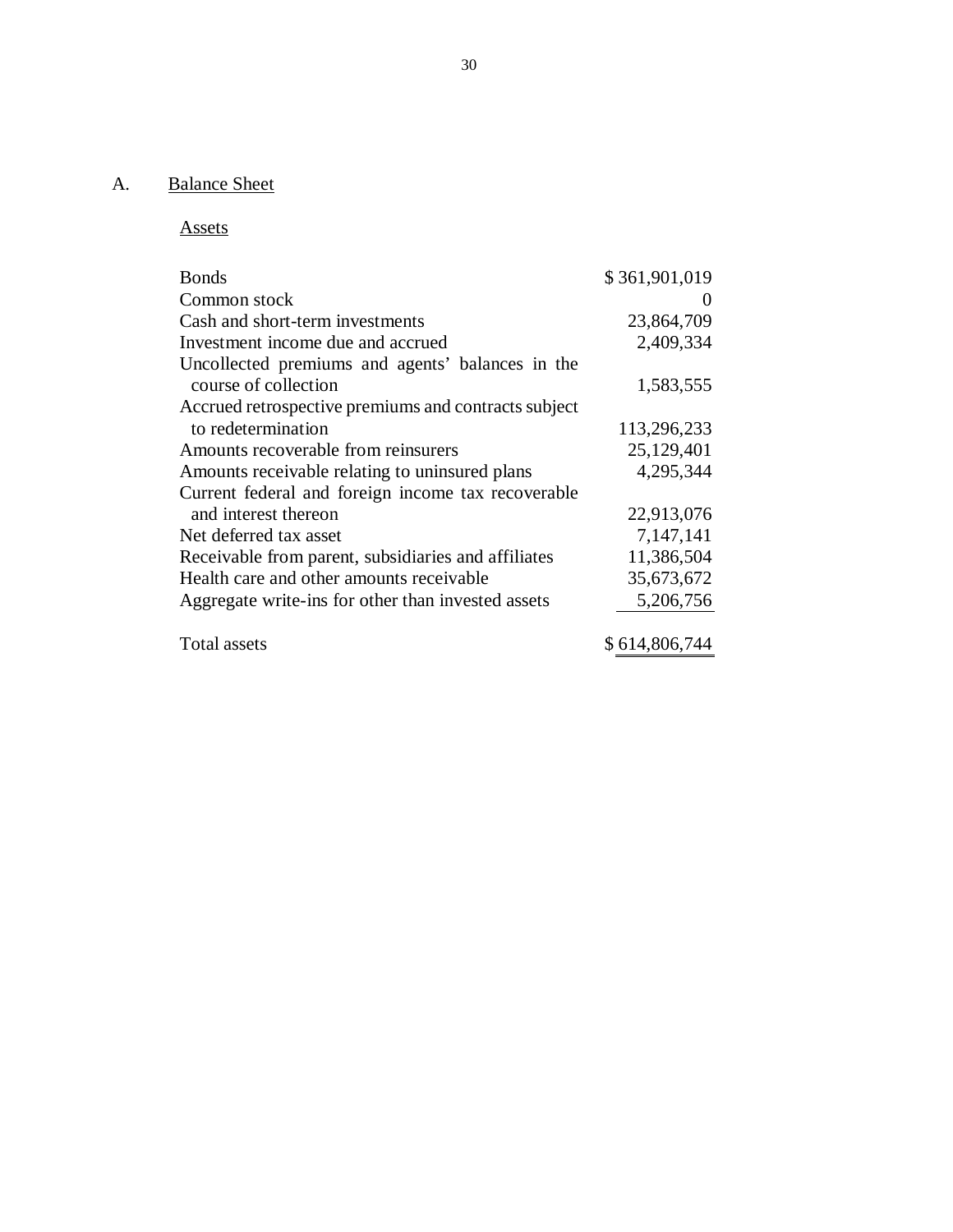## A. Balance Sheet

### Assets

| | |
|---|---|
| Bonds | $ 361,901,019 |
| Common stock | 0 |
| Cash and short-term investments | 23,864,709 |
| Investment income due and accrued | 2,409,334 |
| Uncollected premiums and agents' balances in the course of collection | 1,583,555 |
| Accrued retrospective premiums and contracts subject to redetermination | 113,296,233 |
| Amounts recoverable from reinsurers | 25,129,401 |
| Amounts receivable relating to uninsured plans | 4,295,344 |
| Current federal and foreign income tax recoverable and interest thereon | 22,913,076 |
| Net deferred tax asset | 7,147,141 |
| Receivable from parent, subsidiaries and affiliates | 11,386,504 |
| Health care and other amounts receivable | 35,673,672 |
| Aggregate write-ins for other than invested assets | 5,206,756 |
| Total assets | $ 614,806,744 |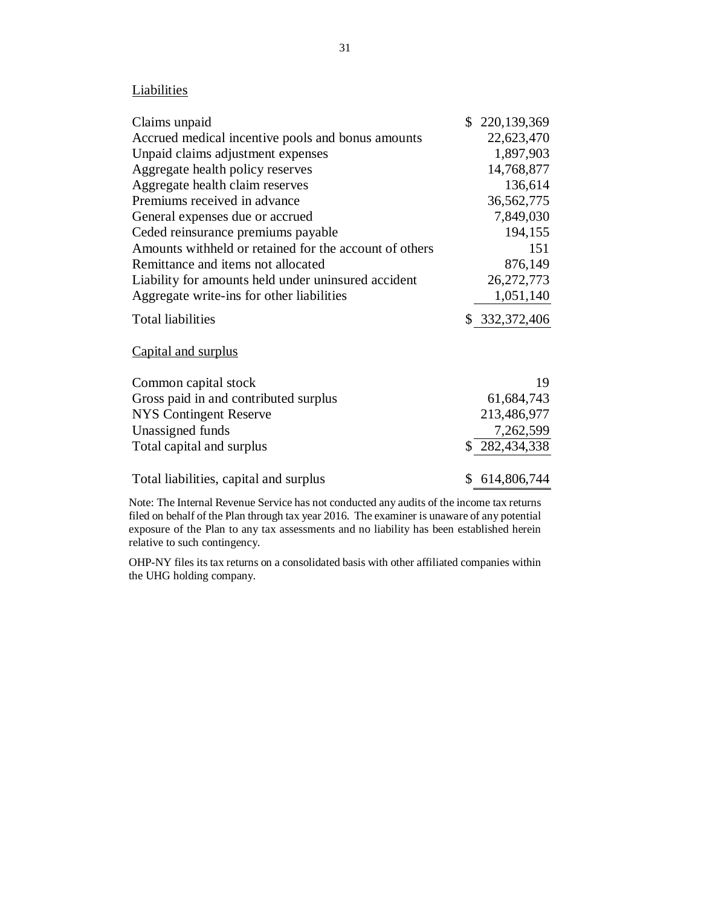Liabilities

| | |
|---|---|
| Claims unpaid | $ 220,139,369 |
| Accrued medical incentive pools and bonus amounts | 22,623,470 |
| Unpaid claims adjustment expenses | 1,897,903 |
| Aggregate health policy reserves | 14,768,877 |
| Aggregate health claim reserves | 136,614 |
| Premiums received in advance | 36,562,775 |
| General expenses due or accrued | 7,849,030 |
| Ceded reinsurance premiums payable | 194,155 |
| Amounts withheld or retained for the account of others | 151 |
| Remittance and items not allocated | 876,149 |
| Liability for amounts held under uninsured accident | 26,272,773 |
| Aggregate write-ins for other liabilities | 1,051,140 |
| Total liabilities | $ 332,372,406 |

Capital and surplus

| | |
|---|---|
| Common capital stock | 19 |
| Gross paid in and contributed surplus | 61,684,743 |
| NYS Contingent Reserve | 213,486,977 |
| Unassigned funds | 7,262,599 |
| Total capital and surplus | $ 282,434,338 |
| | |
| Total liabilities, capital and surplus | $ 614,806,744 |

Note: The Internal Revenue Service has not conducted any audits of the income tax returns filed on behalf of the Plan through tax year 2016. The examiner is unaware of any potential exposure of the Plan to any tax assessments and no liability has been established herein relative to such contingency.

OHP-NY files its tax returns on a consolidated basis with other affiliated companies within the UHG holding company.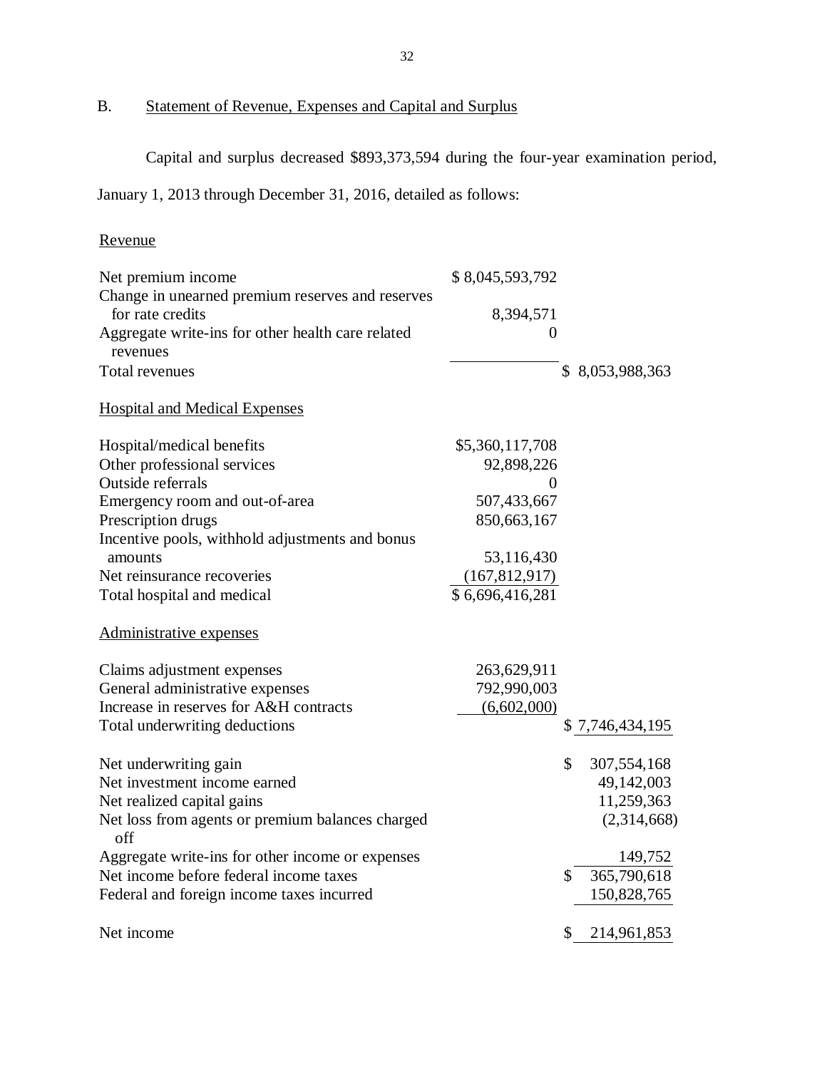## B. Statement of Revenue, Expenses and Capital and Surplus

Capital and surplus decreased $893,373,594 during the four-year examination period, January 1, 2013 through December 31, 2016, detailed as follows:

| | | |
|---|---|---|
| Revenue | | |
| Net premium income | $ 8,045,593,792 | |
| Change in unearned premium reserves and reserves for rate credits | 8,394,571 | |
| Aggregate write-ins for other health care related revenues | 0 | |
| Total revenues | | $ 8,053,988,363 |
| Hospital and Medical Expenses | | |
| Hospital/medical benefits | $5,360,117,708 | |
| Other professional services | 92,898,226 | |
| Outside referrals | 0 | |
| Emergency room and out-of-area | 507,433,667 | |
| Prescription drugs | 850,663,167 | |
| Incentive pools, withhold adjustments and bonus amounts | 53,116,430 | |
| Net reinsurance recoveries | (167,812,917) | |
| Total hospital and medical | $ 6,696,416,281 | |
| Administrative expenses | | |
| Claims adjustment expenses | 263,629,911 | |
| General administrative expenses | 792,990,003 | |
| Increase in reserves for A&H contracts | (6,602,000) | |
| Total underwriting deductions | | $ 7,746,434,195 |
| Net underwriting gain | | $ 307,554,168 |
| Net investment income earned | | 49,142,003 |
| Net realized capital gains | | 11,259,363 |
| Net loss from agents or premium balances charged off | | (2,314,668) |
| Aggregate write-ins for other income or expenses | | 149,752 |
| Net income before federal income taxes | | $ 365,790,618 |
| Federal and foreign income taxes incurred | | 150,828,765 |
| Net income | | $ 214,961,853 |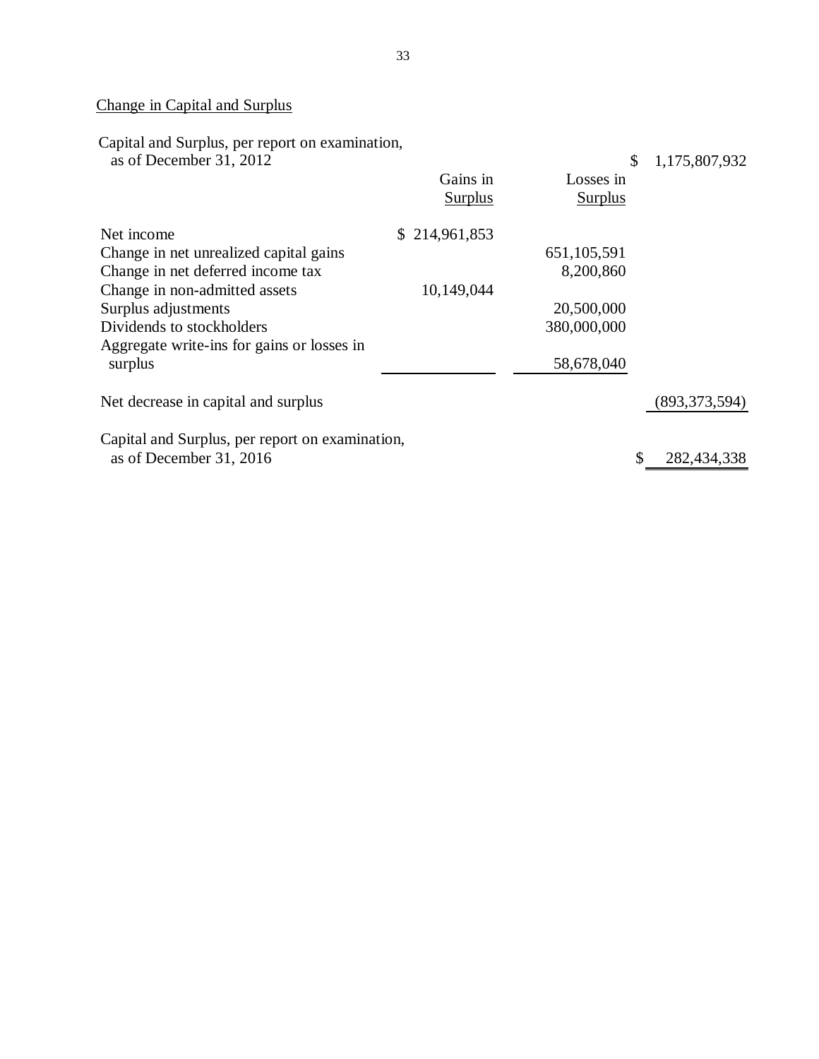Change in Capital and Surplus

| | Gains in Surplus | Losses in Surplus | |
|---|---|---|---|
| Capital and Surplus, per report on examination, as of December 31, 2012 | | | $ 1,175,807,932 |
| Net income | $ 214,961,853 | | |
| Change in net unrealized capital gains | | 651,105,591 | |
| Change in net deferred income tax | | 8,200,860 | |
| Change in non-admitted assets | 10,149,044 | | |
| Surplus adjustments | | 20,500,000 | |
| Dividends to stockholders | | 380,000,000 | |
| Aggregate write-ins for gains or losses in surplus | | 58,678,040 | |
| Net decrease in capital and surplus | | | (893,373,594) |
| Capital and Surplus, per report on examination, as of December 31, 2016 | | | $ 282,434,338 |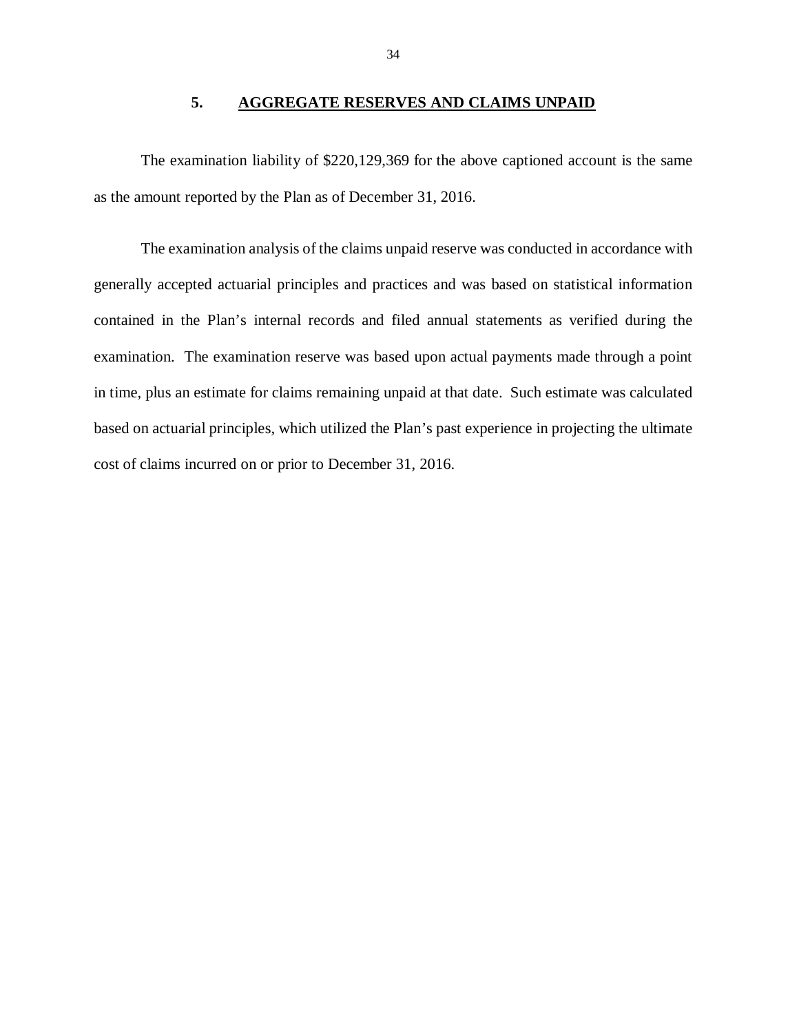## 5. AGGREGATE RESERVES AND CLAIMS UNPAID

The examination liability of $220,129,369 for the above captioned account is the same as the amount reported by the Plan as of December 31, 2016.

The examination analysis of the claims unpaid reserve was conducted in accordance with generally accepted actuarial principles and practices and was based on statistical information contained in the Plan's internal records and filed annual statements as verified during the examination. The examination reserve was based upon actual payments made through a point in time, plus an estimate for claims remaining unpaid at that date. Such estimate was calculated based on actuarial principles, which utilized the Plan's past experience in projecting the ultimate cost of claims incurred on or prior to December 31, 2016.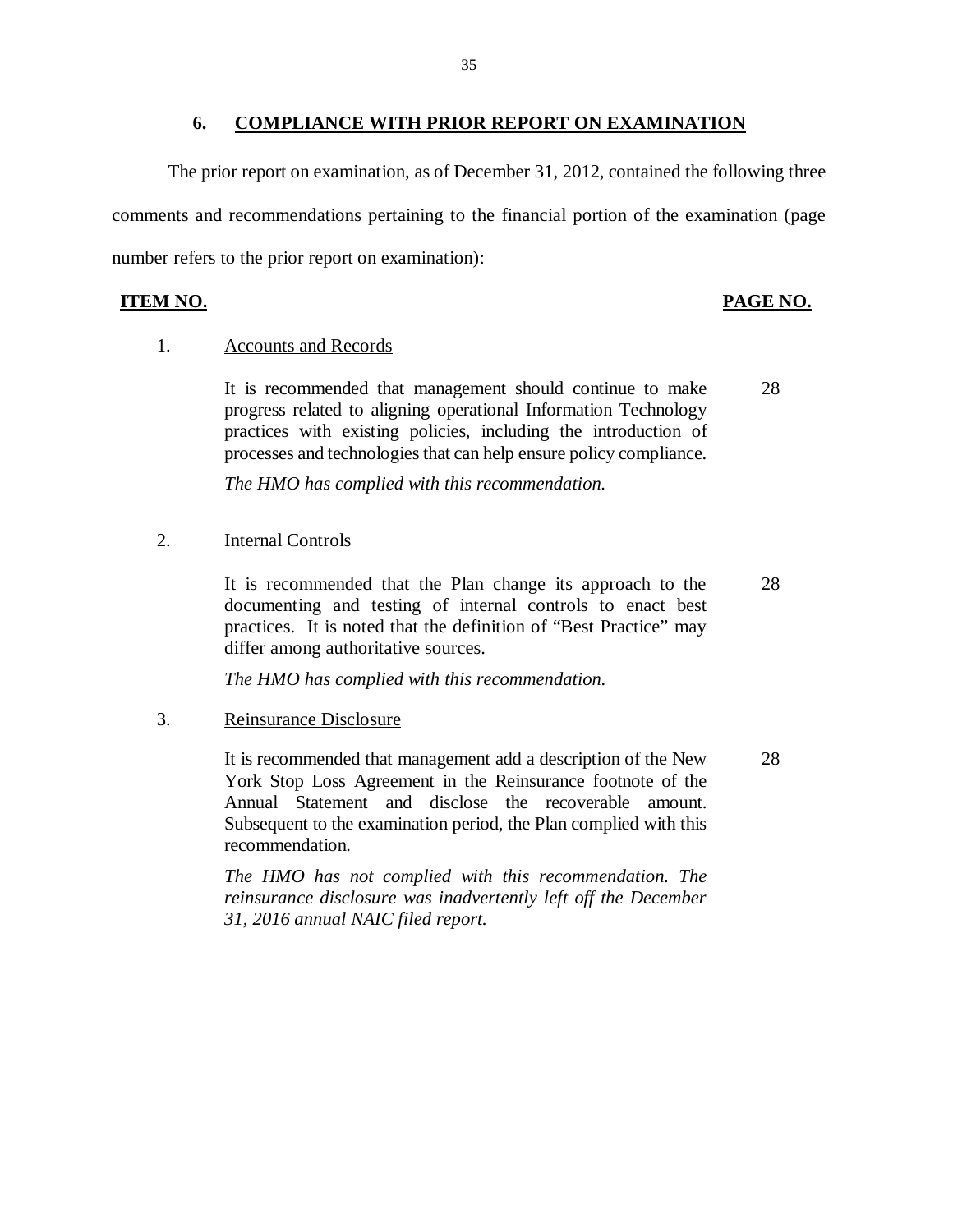## 6. COMPLIANCE WITH PRIOR REPORT ON EXAMINATION

The prior report on examination, as of December 31, 2012, contained the following three comments and recommendations pertaining to the financial portion of the examination (page number refers to the prior report on examination):

| ITEM NO. | | PAGE NO. |
|---|---|---|
| 1. | Accounts and Records | |
| | It is recommended that management should continue to make progress related to aligning operational Information Technology practices with existing policies, including the introduction of processes and technologies that can help ensure policy compliance. | 28 |
| | *The HMO has complied with this recommendation.* | |
| 2. | Internal Controls | |
| | It is recommended that the Plan change its approach to the documenting and testing of internal controls to enact best practices. It is noted that the definition of "Best Practice" may differ among authoritative sources. | 28 |
| | *The HMO has complied with this recommendation.* | |
| 3. | Reinsurance Disclosure | |
| | It is recommended that management add a description of the New York Stop Loss Agreement in the Reinsurance footnote of the Annual Statement and disclose the recoverable amount. Subsequent to the examination period, the Plan complied with this recommendation. | 28 |
| | *The HMO has not complied with this recommendation. The reinsurance disclosure was inadvertently left off the December 31, 2016 annual NAIC filed report.* | |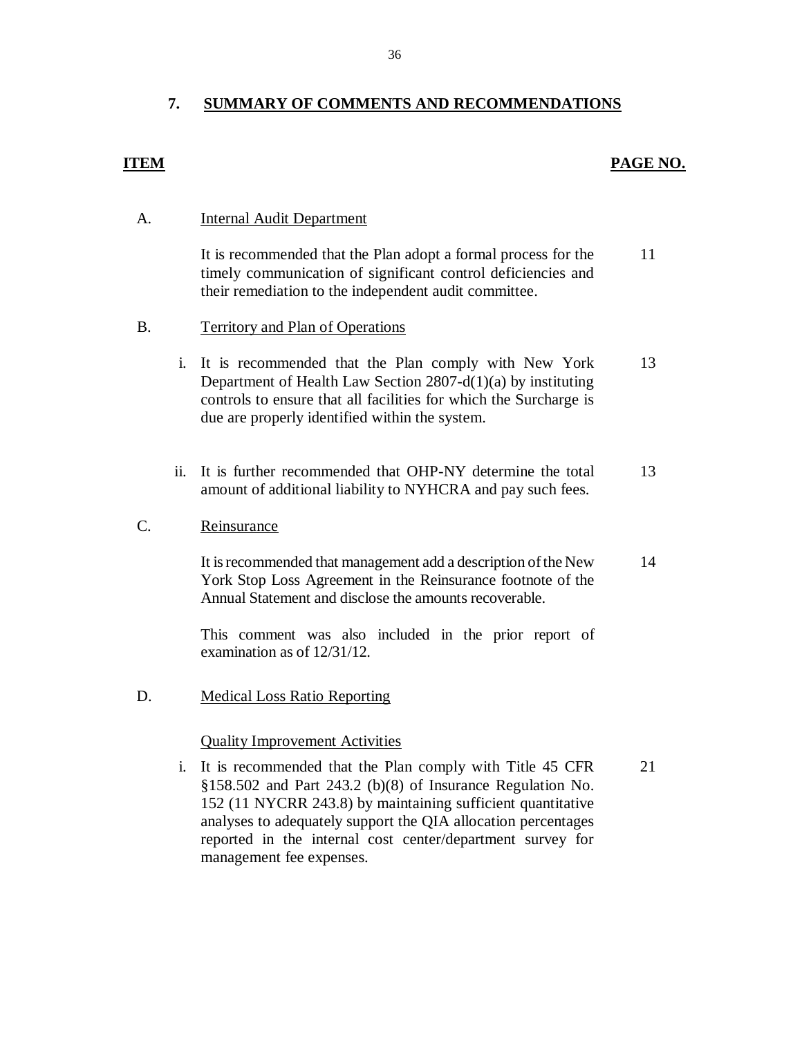## 7. SUMMARY OF COMMENTS AND RECOMMENDATIONS

| ITEM | | PAGE NO. |
|---|---|---|
| A. | Internal Audit Department | |
| | It is recommended that the Plan adopt a formal process for the timely communication of significant control deficiencies and their remediation to the independent audit committee. | 11 |
| B. | Territory and Plan of Operations | |
| | i. It is recommended that the Plan comply with New York Department of Health Law Section 2807-d(1)(a) by instituting controls to ensure that all facilities for which the Surcharge is due are properly identified within the system. | 13 |
| | ii. It is further recommended that OHP-NY determine the total amount of additional liability to NYHCRA and pay such fees. | 13 |
| C. | Reinsurance | |
| | It is recommended that management add a description of the New York Stop Loss Agreement in the Reinsurance footnote of the Annual Statement and disclose the amounts recoverable.<br><br>This comment was also included in the prior report of examination as of 12/31/12. | 14 |
| D. | Medical Loss Ratio Reporting | |
| | Quality Improvement Activities | |
| | i. It is recommended that the Plan comply with Title 45 CFR §158.502 and Part 243.2 (b)(8) of Insurance Regulation No. 152 (11 NYCRR 243.8) by maintaining sufficient quantitative analyses to adequately support the QIA allocation percentages reported in the internal cost center/department survey for management fee expenses. | 21 |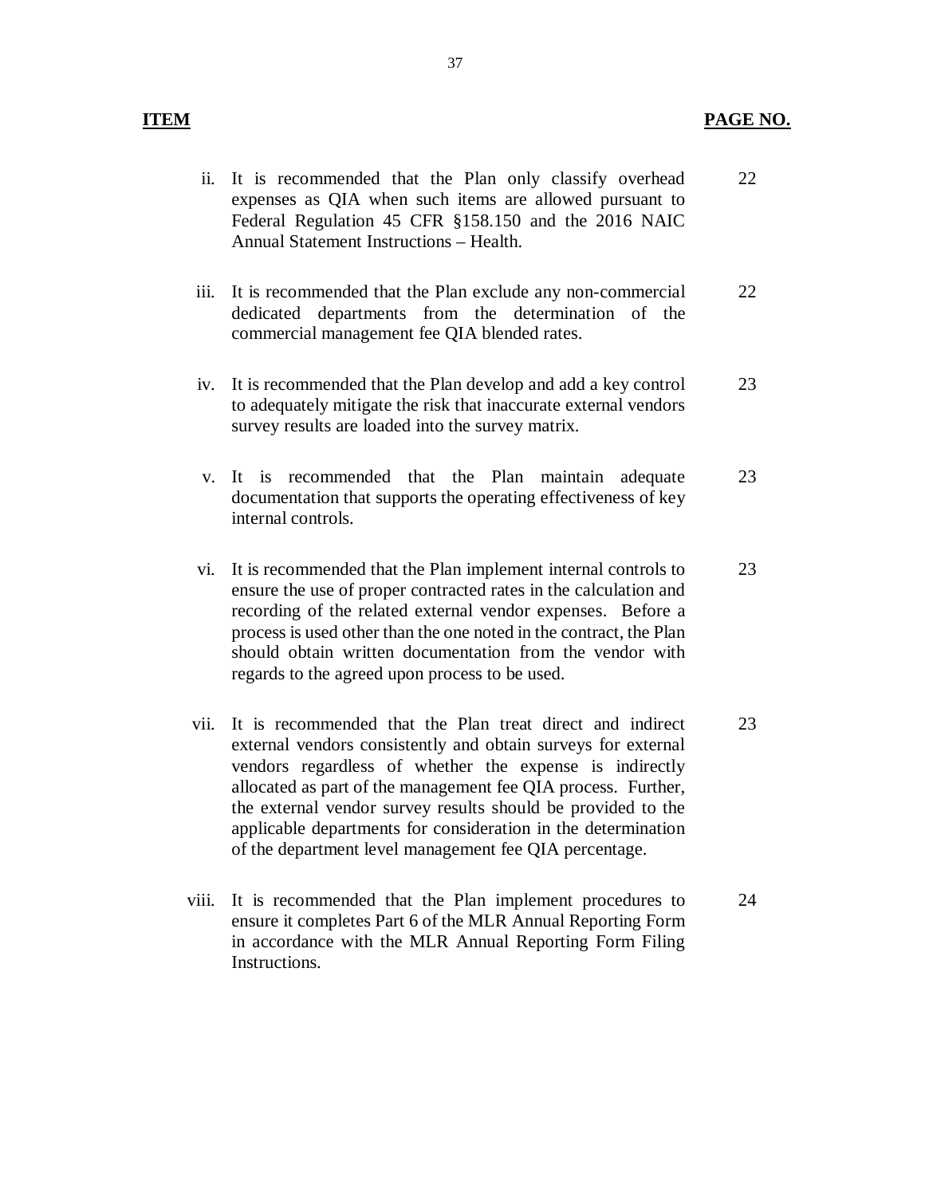| ITEM | | PAGE NO. |
|---|---|---|
| ii. | It is recommended that the Plan only classify overhead expenses as QIA when such items are allowed pursuant to Federal Regulation 45 CFR §158.150 and the 2016 NAIC Annual Statement Instructions – Health. | 22 |
| iii. | It is recommended that the Plan exclude any non-commercial dedicated departments from the determination of the commercial management fee QIA blended rates. | 22 |
| iv. | It is recommended that the Plan develop and add a key control to adequately mitigate the risk that inaccurate external vendors survey results are loaded into the survey matrix. | 23 |
| v. | It is recommended that the Plan maintain adequate documentation that supports the operating effectiveness of key internal controls. | 23 |
| vi. | It is recommended that the Plan implement internal controls to ensure the use of proper contracted rates in the calculation and recording of the related external vendor expenses. Before a process is used other than the one noted in the contract, the Plan should obtain written documentation from the vendor with regards to the agreed upon process to be used. | 23 |
| vii. | It is recommended that the Plan treat direct and indirect external vendors consistently and obtain surveys for external vendors regardless of whether the expense is indirectly allocated as part of the management fee QIA process. Further, the external vendor survey results should be provided to the applicable departments for consideration in the determination of the department level management fee QIA percentage. | 23 |
| viii. | It is recommended that the Plan implement procedures to ensure it completes Part 6 of the MLR Annual Reporting Form in accordance with the MLR Annual Reporting Form Filing Instructions. | 24 |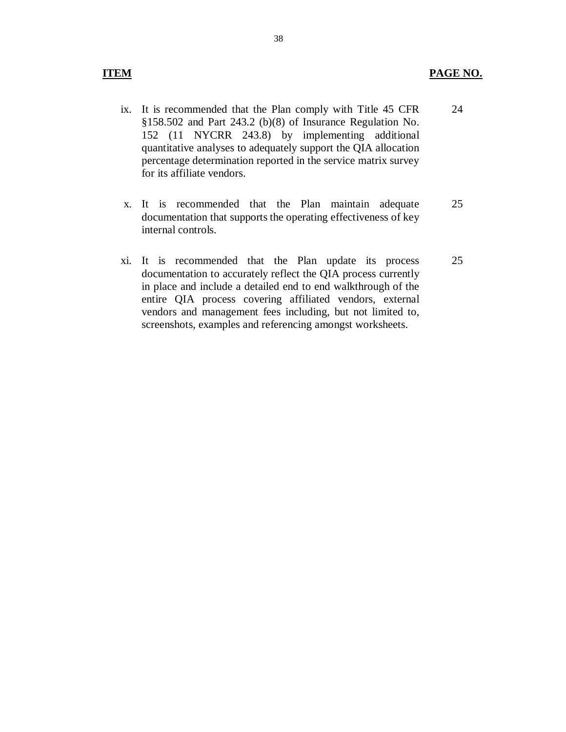| ITEM | | PAGE NO. |
|---|---|---|
| ix. | It is recommended that the Plan comply with Title 45 CFR §158.502 and Part 243.2 (b)(8) of Insurance Regulation No. 152 (11 NYCRR 243.8) by implementing additional quantitative analyses to adequately support the QIA allocation percentage determination reported in the service matrix survey for its affiliate vendors. | 24 |
| x. | It is recommended that the Plan maintain adequate documentation that supports the operating effectiveness of key internal controls. | 25 |
| xi. | It is recommended that the Plan update its process documentation to accurately reflect the QIA process currently in place and include a detailed end to end walkthrough of the entire QIA process covering affiliated vendors, external vendors and management fees including, but not limited to, screenshots, examples and referencing amongst worksheets. | 25 |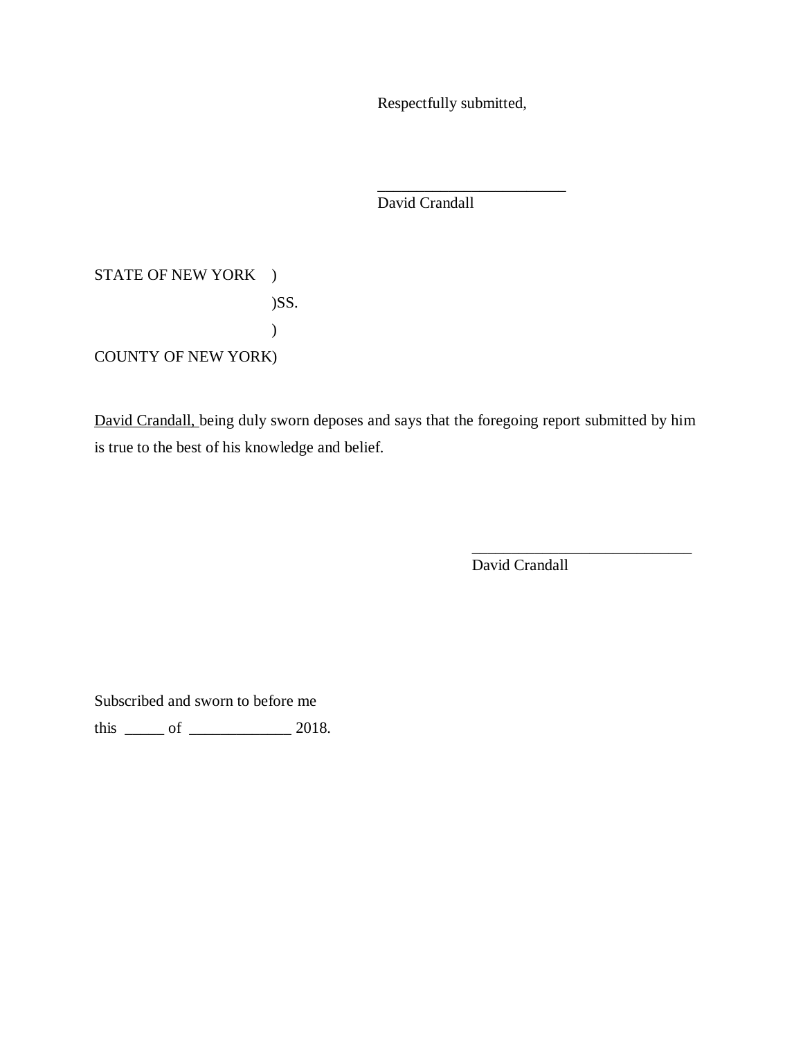Respectfully submitted,

\_\_\_\_\_\_\_\_\_\_\_\_\_\_\_\_\_\_\_\_\_\_\_\_
David Crandall

STATE OF NEW YORK )
)SS.
)
COUNTY OF NEW YORK)

David Crandall, being duly sworn deposes and says that the foregoing report submitted by him is true to the best of his knowledge and belief.

\_\_\_\_\_\_\_\_\_\_\_\_\_\_\_\_\_\_\_\_\_\_\_\_\_\_\_\_
David Crandall

Subscribed and sworn to before me
this \_\_\_\_\_ of \_\_\_\_\_\_\_\_\_\_\_\_\_ 2018.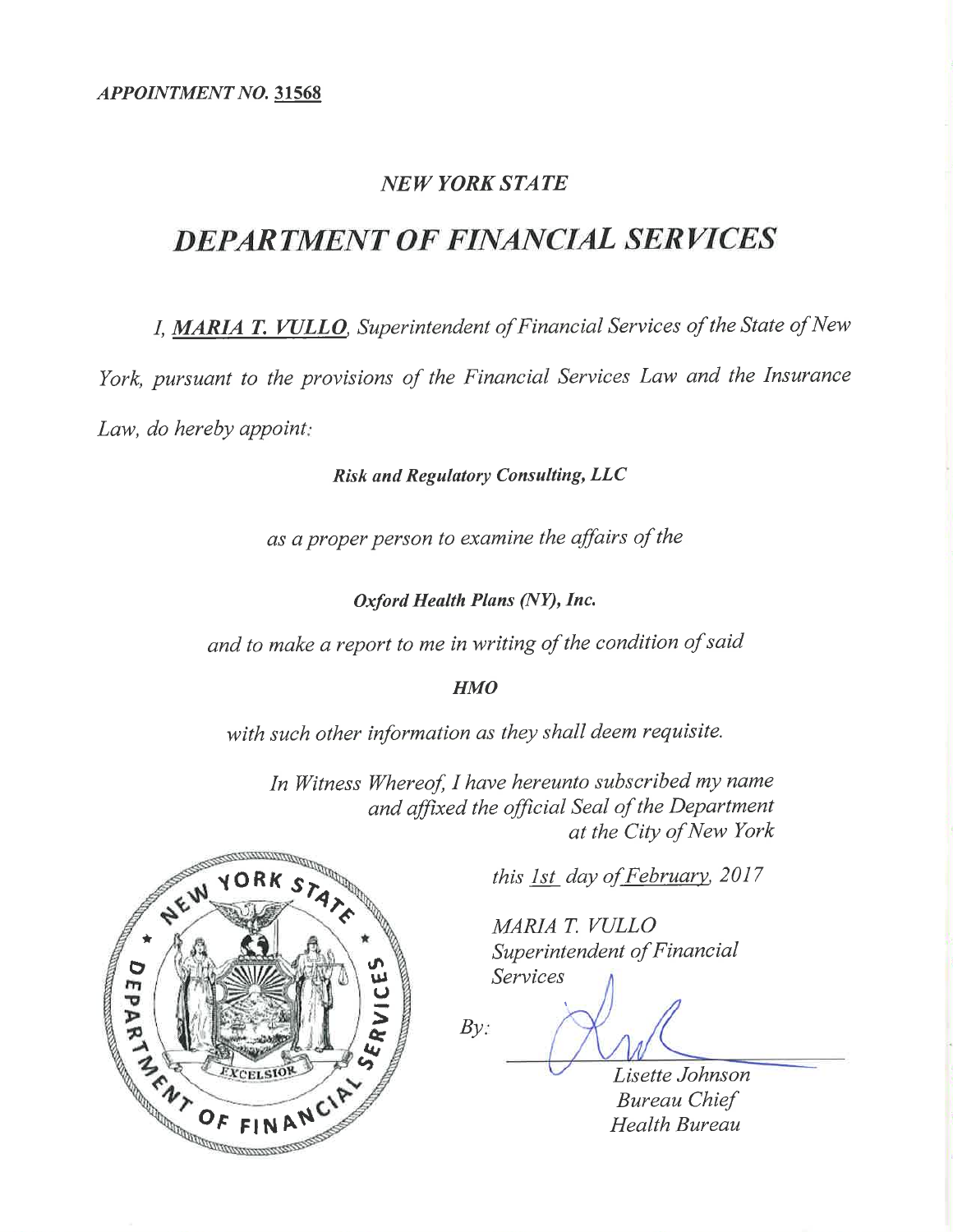*APPOINTMENT NO.* **31568**

## *NEW YORK STATE*

# *DEPARTMENT OF FINANCIAL SERVICES*

*I, **MARIA T. VULLO**, Superintendent of Financial Services of the State of New York, pursuant to the provisions of the Financial Services Law and the Insurance Law, do hereby appoint:*

***Risk and Regulatory Consulting, LLC***

*as a proper person to examine the affairs of the*

***Oxford Health Plans (NY), Inc.***

*and to make a report to me in writing of the condition of said*

***HMO***

*with such other information as they shall deem requisite.*

*In Witness Whereof, I have hereunto subscribed my name and affixed the official Seal of the Department at the City of New York*

*this 1st day of February, 2017*

*MARIA T. VULLO*
*Superintendent of Financial Services*

*By:*

*Lisette Johnson*
*Bureau Chief*
*Health Bureau*